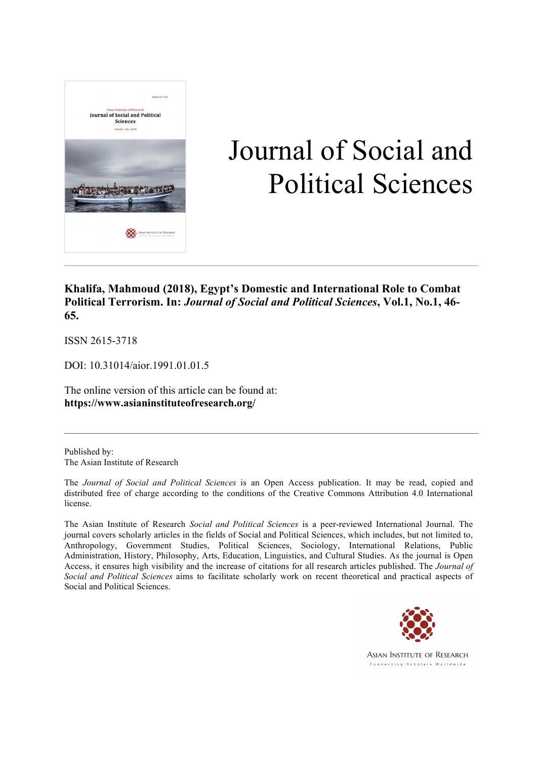# Journal of Social and Political Sciences

**Khalifa, Mahmoud (2018), Egypt's Domestic and International Role to Combat Political Terrorism. In: *Journal of Social and Political Sciences*, Vol.1, No.1, 46-65.**

ISSN 2615-3718

DOI: 10.31014/aior.1991.01.01.5

The online version of this article can be found at:
**https://www.asianinstituteofresearch.org/**

---

Published by:
The Asian Institute of Research

The *Journal of Social and Political Sciences* is an Open Access publication. It may be read, copied and distributed free of charge according to the conditions of the Creative Commons Attribution 4.0 International license.

The Asian Institute of Research *Social and Political Sciences* is a peer-reviewed International Journal. The journal covers scholarly articles in the fields of Social and Political Sciences, which includes, but not limited to, Anthropology, Government Studies, Political Sciences, Sociology, International Relations, Public Administration, History, Philosophy, Arts, Education, Linguistics, and Cultural Studies. As the journal is Open Access, it ensures high visibility and the increase of citations for all research articles published. The *Journal of Social and Political Sciences* aims to facilitate scholarly work on recent theoretical and practical aspects of Social and Political Sciences.

Asian Institute of Research
Connecting Scholars Worldwide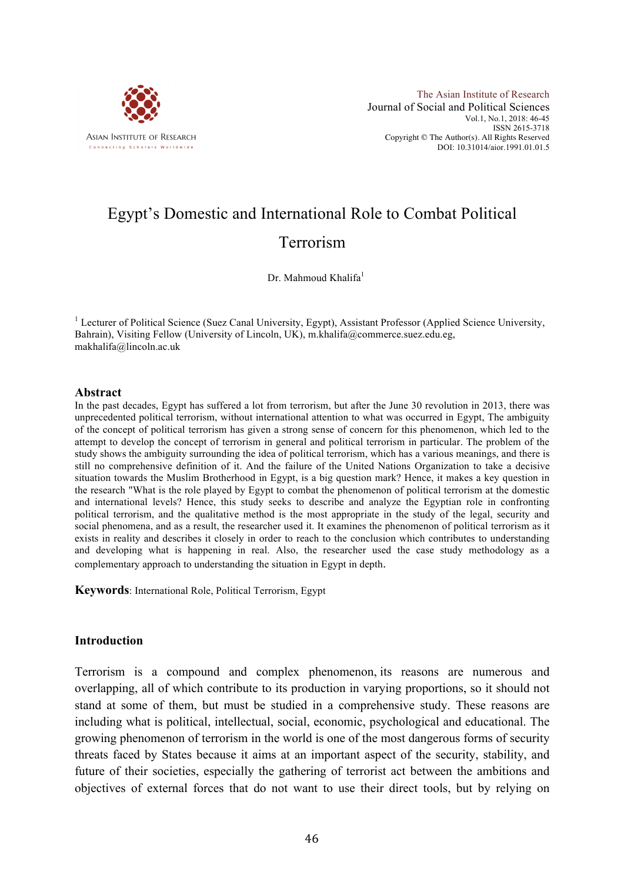# Egypt's Domestic and International Role to Combat Political Terrorism

Dr. Mahmoud Khalifa[1]

[1] Lecturer of Political Science (Suez Canal University, Egypt), Assistant Professor (Applied Science University, Bahrain), Visiting Fellow (University of Lincoln, UK), m.khalifa@commerce.suez.edu.eg, makhalifa@lincoln.ac.uk

## Abstract

In the past decades, Egypt has suffered a lot from terrorism, but after the June 30 revolution in 2013, there was unprecedented political terrorism, without international attention to what was occurred in Egypt, The ambiguity of the concept of political terrorism has given a strong sense of concern for this phenomenon, which led to the attempt to develop the concept of terrorism in general and political terrorism in particular. The problem of the study shows the ambiguity surrounding the idea of political terrorism, which has a various meanings, and there is still no comprehensive definition of it. And the failure of the United Nations Organization to take a decisive situation towards the Muslim Brotherhood in Egypt, is a big question mark? Hence, it makes a key question in the research "What is the role played by Egypt to combat the phenomenon of political terrorism at the domestic and international levels? Hence, this study seeks to describe and analyze the Egyptian role in confronting political terrorism, and the qualitative method is the most appropriate in the study of the legal, security and social phenomena, and as a result, the researcher used it. It examines the phenomenon of political terrorism as it exists in reality and describes it closely in order to reach to the conclusion which contributes to understanding and developing what is happening in real. Also, the researcher used the case study methodology as a complementary approach to understanding the situation in Egypt in depth.

**Keywords**: International Role, Political Terrorism, Egypt

## Introduction

Terrorism is a compound and complex phenomenon, its reasons are numerous and overlapping, all of which contribute to its production in varying proportions, so it should not stand at some of them, but must be studied in a comprehensive study. These reasons are including what is political, intellectual, social, economic, psychological and educational. The growing phenomenon of terrorism in the world is one of the most dangerous forms of security threats faced by States because it aims at an important aspect of the security, stability, and future of their societies, especially the gathering of terrorist act between the ambitions and objectives of external forces that do not want to use their direct tools, but by relying on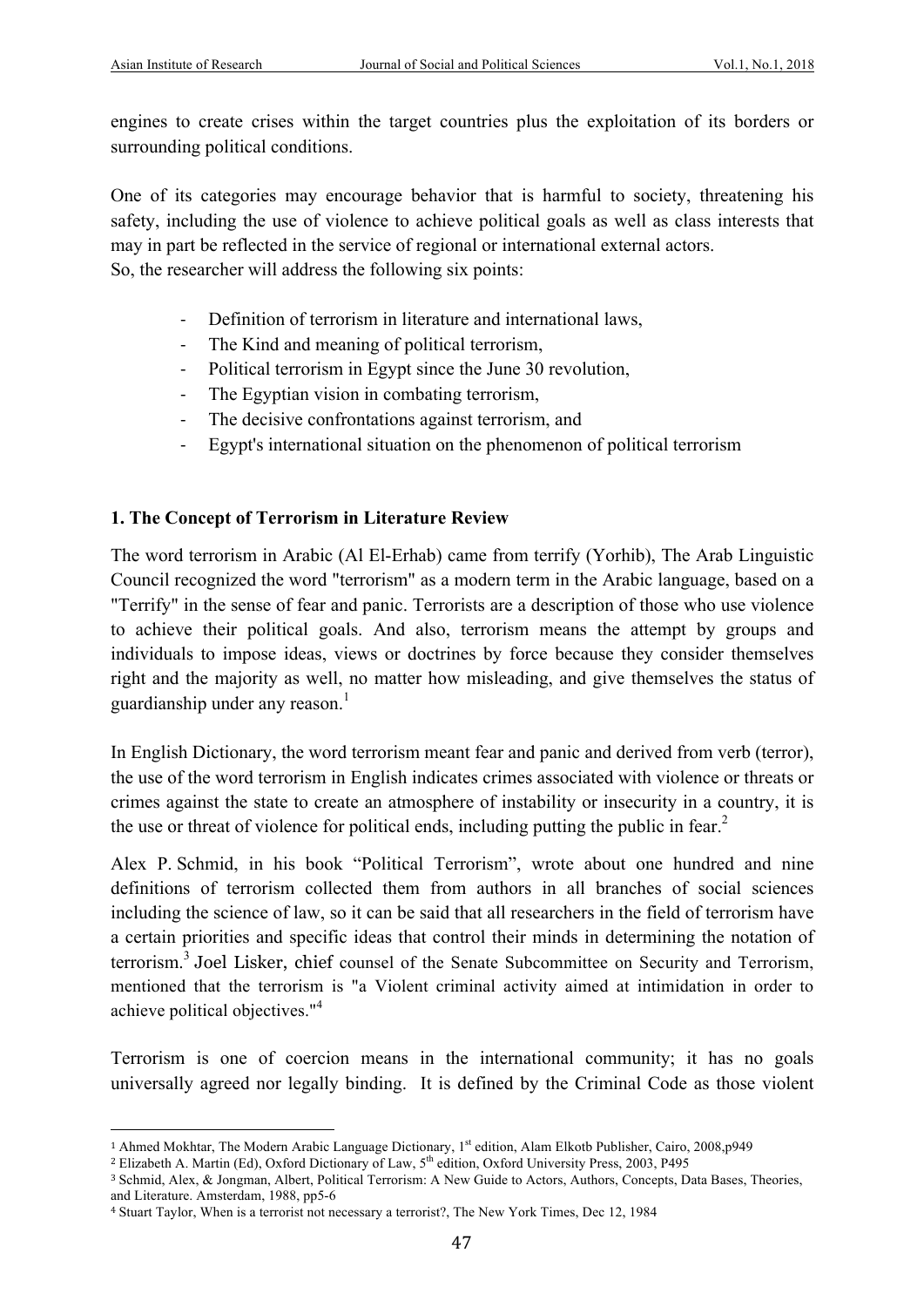engines to create crises within the target countries plus the exploitation of its borders or surrounding political conditions.

One of its categories may encourage behavior that is harmful to society, threatening his safety, including the use of violence to achieve political goals as well as class interests that may in part be reflected in the service of regional or international external actors.
So, the researcher will address the following six points:

- Definition of terrorism in literature and international laws,
- The Kind and meaning of political terrorism,
- Political terrorism in Egypt since the June 30 revolution,
- The Egyptian vision in combating terrorism,
- The decisive confrontations against terrorism, and
- Egypt's international situation on the phenomenon of political terrorism

## 1. The Concept of Terrorism in Literature Review

The word terrorism in Arabic (Al El-Erhab) came from terrify (Yorhib), The Arab Linguistic Council recognized the word "terrorism" as a modern term in the Arabic language, based on a "Terrify" in the sense of fear and panic. Terrorists are a description of those who use violence to achieve their political goals. And also, terrorism means the attempt by groups and individuals to impose ideas, views or doctrines by force because they consider themselves right and the majority as well, no matter how misleading, and give themselves the status of guardianship under any reason.[1]

In English Dictionary, the word terrorism meant fear and panic and derived from verb (terror), the use of the word terrorism in English indicates crimes associated with violence or threats or crimes against the state to create an atmosphere of instability or insecurity in a country, it is the use or threat of violence for political ends, including putting the public in fear.[2]

Alex P. Schmid, in his book "Political Terrorism", wrote about one hundred and nine definitions of terrorism collected them from authors in all branches of social sciences including the science of law, so it can be said that all researchers in the field of terrorism have a certain priorities and specific ideas that control their minds in determining the notation of terrorism.[3] Joel Lisker, chief counsel of the Senate Subcommittee on Security and Terrorism, mentioned that the terrorism is "a Violent criminal activity aimed at intimidation in order to achieve political objectives."[4]

Terrorism is one of coercion means in the international community; it has no goals universally agreed nor legally binding. It is defined by the Criminal Code as those violent

---

[1] Ahmed Mokhtar, The Modern Arabic Language Dictionary, 1st edition, Alam Elkotb Publisher, Cairo, 2008,p949

[2] Elizabeth A. Martin (Ed), Oxford Dictionary of Law, 5th edition, Oxford University Press, 2003, P495

[3] Schmid, Alex, & Jongman, Albert, Political Terrorism: A New Guide to Actors, Authors, Concepts, Data Bases, Theories, and Literature. Amsterdam, 1988, pp5-6

[4] Stuart Taylor, When is a terrorist not necessary a terrorist?, The New York Times, Dec 12, 1984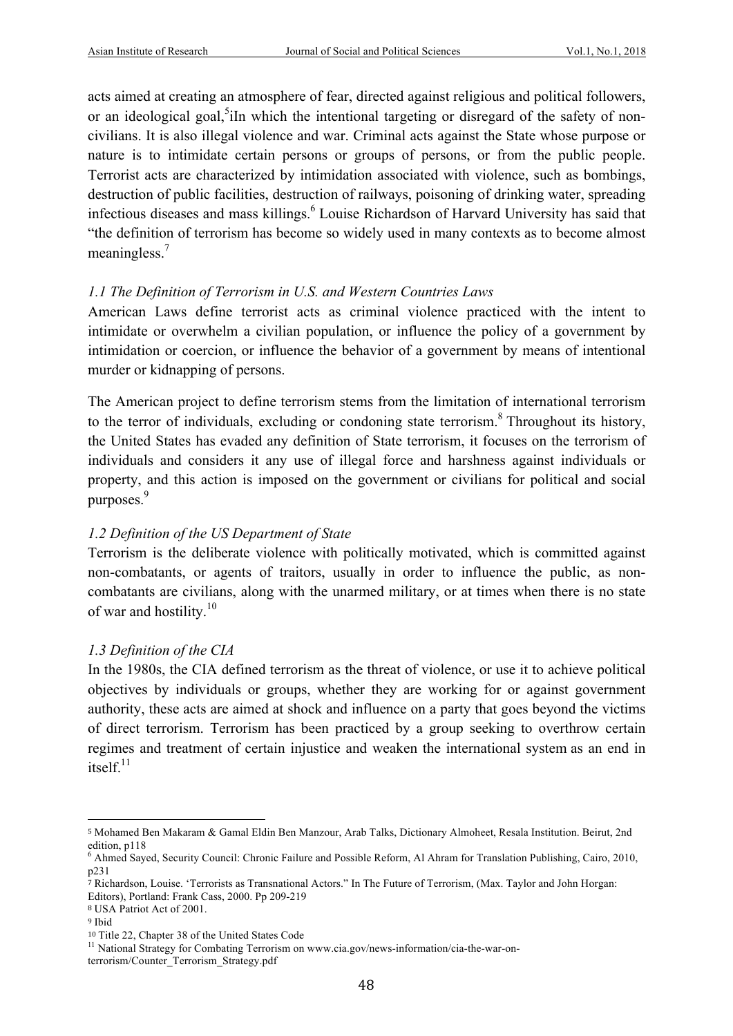acts aimed at creating an atmosphere of fear, directed against religious and political followers, or an ideological goal,[5]iIn which the intentional targeting or disregard of the safety of non-civilians. It is also illegal violence and war. Criminal acts against the State whose purpose or nature is to intimidate certain persons or groups of persons, or from the public people. Terrorist acts are characterized by intimidation associated with violence, such as bombings, destruction of public facilities, destruction of railways, poisoning of drinking water, spreading infectious diseases and mass killings.[6] Louise Richardson of Harvard University has said that "the definition of terrorism has become so widely used in many contexts as to become almost meaningless.[7]

### *1.1 The Definition of Terrorism in U.S. and Western Countries Laws*

American Laws define terrorist acts as criminal violence practiced with the intent to intimidate or overwhelm a civilian population, or influence the policy of a government by intimidation or coercion, or influence the behavior of a government by means of intentional murder or kidnapping of persons.

The American project to define terrorism stems from the limitation of international terrorism to the terror of individuals, excluding or condoning state terrorism.[8] Throughout its history, the United States has evaded any definition of State terrorism, it focuses on the terrorism of individuals and considers it any use of illegal force and harshness against individuals or property, and this action is imposed on the government or civilians for political and social purposes.[9]

### *1.2 Definition of the US Department of State*

Terrorism is the deliberate violence with politically motivated, which is committed against non-combatants, or agents of traitors, usually in order to influence the public, as non-combatants are civilians, along with the unarmed military, or at times when there is no state of war and hostility.[10]

### *1.3 Definition of the CIA*

In the 1980s, the CIA defined terrorism as the threat of violence, or use it to achieve political objectives by individuals or groups, whether they are working for or against government authority, these acts are aimed at shock and influence on a party that goes beyond the victims of direct terrorism. Terrorism has been practiced by a group seeking to overthrow certain regimes and treatment of certain injustice and weaken the international system as an end in itself.[11]

---

[5] Mohamed Ben Makaram & Gamal Eldin Ben Manzour, Arab Talks, Dictionary Almoheet, Resala Institution. Beirut, 2nd edition, p118

[6] Ahmed Sayed, Security Council: Chronic Failure and Possible Reform, Al Ahram for Translation Publishing, Cairo, 2010, p231

[7] Richardson, Louise. 'Terrorists as Transnational Actors." In The Future of Terrorism, (Max. Taylor and John Horgan: Editors), Portland: Frank Cass, 2000. Pp 209-219

[8] USA Patriot Act of 2001.

[9] Ibid

[10] Title 22, Chapter 38 of the United States Code

[11] National Strategy for Combating Terrorism on www.cia.gov/news-information/cia-the-war-on-terrorism/Counter_Terrorism_Strategy.pdf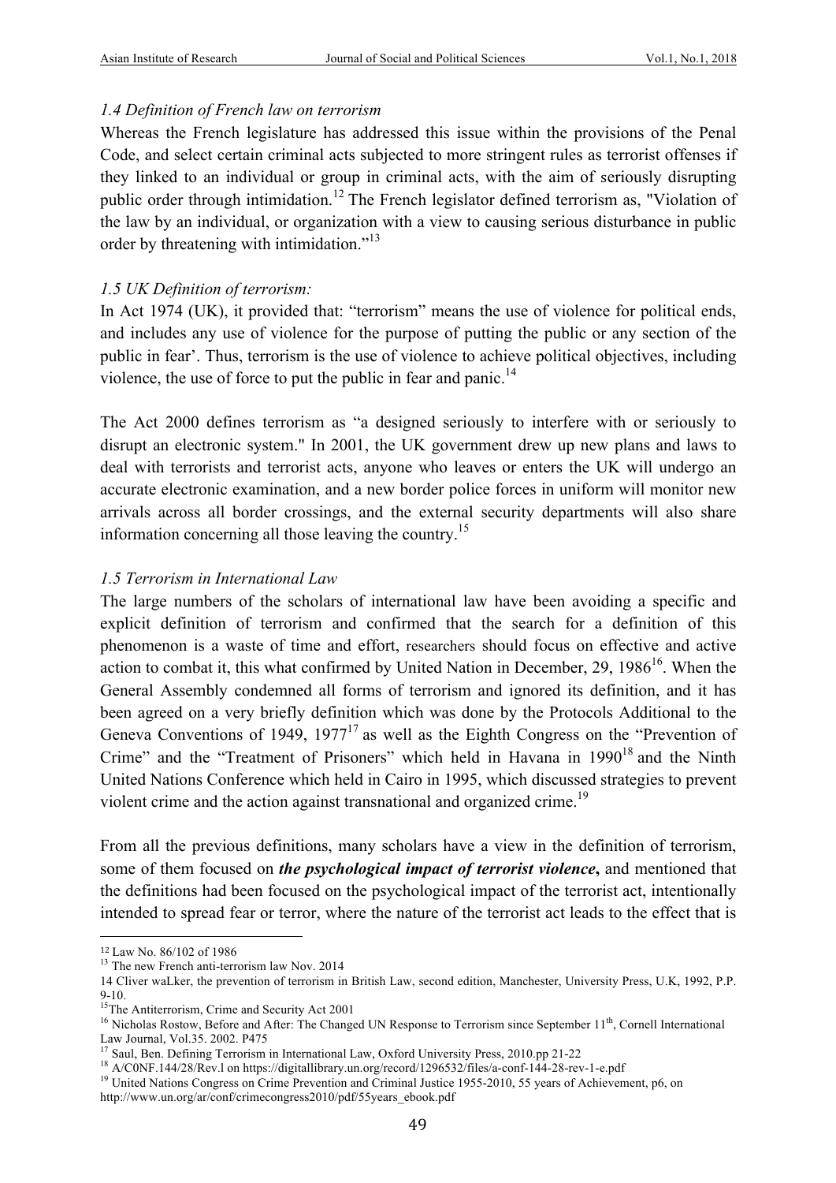*1.4 Definition of French law on terrorism*

Whereas the French legislature has addressed this issue within the provisions of the Penal Code, and select certain criminal acts subjected to more stringent rules as terrorist offenses if they linked to an individual or group in criminal acts, with the aim of seriously disrupting public order through intimidation.[12] The French legislator defined terrorism as, "Violation of the law by an individual, or organization with a view to causing serious disturbance in public order by threatening with intimidation."[13]

*1.5 UK Definition of terrorism:*

In Act 1974 (UK), it provided that: "terrorism" means the use of violence for political ends, and includes any use of violence for the purpose of putting the public or any section of the public in fear'. Thus, terrorism is the use of violence to achieve political objectives, including violence, the use of force to put the public in fear and panic.[14]

The Act 2000 defines terrorism as "a designed seriously to interfere with or seriously to disrupt an electronic system." In 2001, the UK government drew up new plans and laws to deal with terrorists and terrorist acts, anyone who leaves or enters the UK will undergo an accurate electronic examination, and a new border police forces in uniform will monitor new arrivals across all border crossings, and the external security departments will also share information concerning all those leaving the country.[15]

*1.5 Terrorism in International Law*

The large numbers of the scholars of international law have been avoiding a specific and explicit definition of terrorism and confirmed that the search for a definition of this phenomenon is a waste of time and effort, researchers should focus on effective and active action to combat it, this what confirmed by United Nation in December, 29, 1986[16]. When the General Assembly condemned all forms of terrorism and ignored its definition, and it has been agreed on a very briefly definition which was done by the Protocols Additional to the Geneva Conventions of 1949, 1977[17] as well as the Eighth Congress on the "Prevention of Crime" and the "Treatment of Prisoners" which held in Havana in 1990[18] and the Ninth United Nations Conference which held in Cairo in 1995, which discussed strategies to prevent violent crime and the action against transnational and organized crime.[19]

From all the previous definitions, many scholars have a view in the definition of terrorism, some of them focused on ***the psychological impact of terrorist violence*****,** and mentioned that the definitions had been focused on the psychological impact of the terrorist act, intentionally intended to spread fear or terror, where the nature of the terrorist act leads to the effect that is

---

[12] Law No. 86/102 of 1986

[13] The new French anti-terrorism law Nov. 2014

[14] Cliver waLker, the prevention of terrorism in British Law, second edition, Manchester, University Press, U.K, 1992, P.P. 9-10.

[15] The Antiterrorism, Crime and Security Act 2001

[16] Nicholas Rostow, Before and After: The Changed UN Response to Terrorism since September 11th, Cornell International Law Journal, Vol.35. 2002. P475

[17] Saul, Ben. Defining Terrorism in International Law, Oxford University Press, 2010.pp 21-22

[18] A/C0NF.144/28/Rev.l on https://digitallibrary.un.org/record/1296532/files/a-conf-144-28-rev-1-e.pdf

[19] United Nations Congress on Crime Prevention and Criminal Justice 1955-2010, 55 years of Achievement, p6, on http://www.un.org/ar/conf/crimecongress2010/pdf/55years_ebook.pdf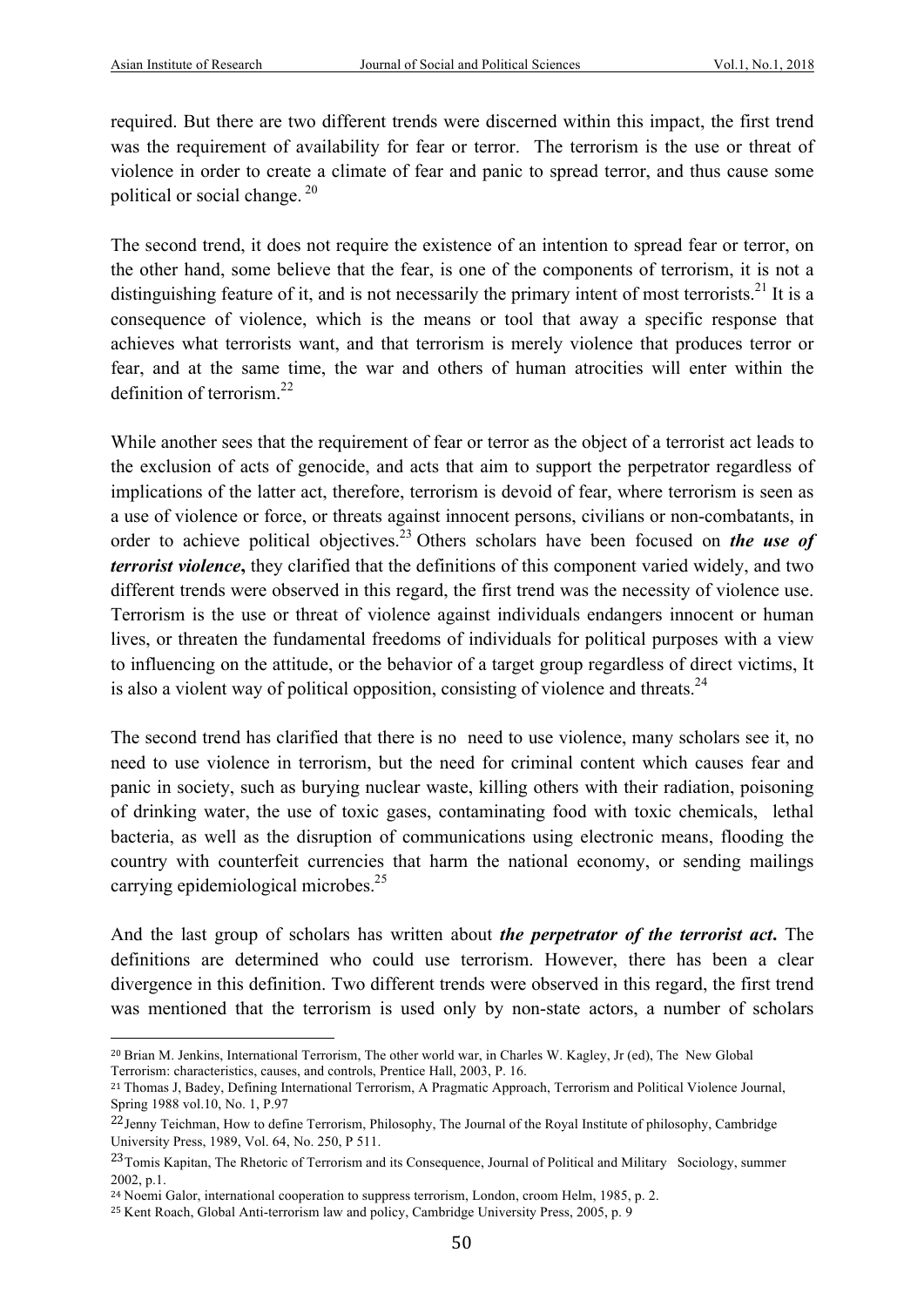required. But there are two different trends were discerned within this impact, the first trend was the requirement of availability for fear or terror. The terrorism is the use or threat of violence in order to create a climate of fear and panic to spread terror, and thus cause some political or social change. [20]

The second trend, it does not require the existence of an intention to spread fear or terror, on the other hand, some believe that the fear, is one of the components of terrorism, it is not a distinguishing feature of it, and is not necessarily the primary intent of most terrorists.[21] It is a consequence of violence, which is the means or tool that away a specific response that achieves what terrorists want, and that terrorism is merely violence that produces terror or fear, and at the same time, the war and others of human atrocities will enter within the definition of terrorism.[22]

While another sees that the requirement of fear or terror as the object of a terrorist act leads to the exclusion of acts of genocide, and acts that aim to support the perpetrator regardless of implications of the latter act, therefore, terrorism is devoid of fear, where terrorism is seen as a use of violence or force, or threats against innocent persons, civilians or non-combatants, in order to achieve political objectives.[23] Others scholars have been focused on ***the use of terrorist violence*****,** they clarified that the definitions of this component varied widely, and two different trends were observed in this regard, the first trend was the necessity of violence use. Terrorism is the use or threat of violence against individuals endangers innocent or human lives, or threaten the fundamental freedoms of individuals for political purposes with a view to influencing on the attitude, or the behavior of a target group regardless of direct victims, It is also a violent way of political opposition, consisting of violence and threats.[24]

The second trend has clarified that there is no need to use violence, many scholars see it, no need to use violence in terrorism, but the need for criminal content which causes fear and panic in society, such as burying nuclear waste, killing others with their radiation, poisoning of drinking water, the use of toxic gases, contaminating food with toxic chemicals, lethal bacteria, as well as the disruption of communications using electronic means, flooding the country with counterfeit currencies that harm the national economy, or sending mailings carrying epidemiological microbes.[25]

And the last group of scholars has written about ***the perpetrator of the terrorist act*****.** The definitions are determined who could use terrorism. However, there has been a clear divergence in this definition. Two different trends were observed in this regard, the first trend was mentioned that the terrorism is used only by non-state actors, a number of scholars

---

[20] Brian M. Jenkins, International Terrorism, The other world war, in Charles W. Kagley, Jr (ed), The New Global Terrorism: characteristics, causes, and controls, Prentice Hall, 2003, P. 16.

[21] Thomas J, Badey, Defining International Terrorism, A Pragmatic Approach, Terrorism and Political Violence Journal, Spring 1988 vol.10, No. 1, P.97

[22] Jenny Teichman, How to define Terrorism, Philosophy, The Journal of the Royal Institute of philosophy, Cambridge University Press, 1989, Vol. 64, No. 250, P 511.

[23] Tomis Kapitan, The Rhetoric of Terrorism and its Consequence, Journal of Political and Military Sociology, summer 2002, p.1.

[24] Noemi Galor, international cooperation to suppress terrorism, London, croom Helm, 1985, p. 2.

[25] Kent Roach, Global Anti-terrorism law and policy, Cambridge University Press, 2005, p. 9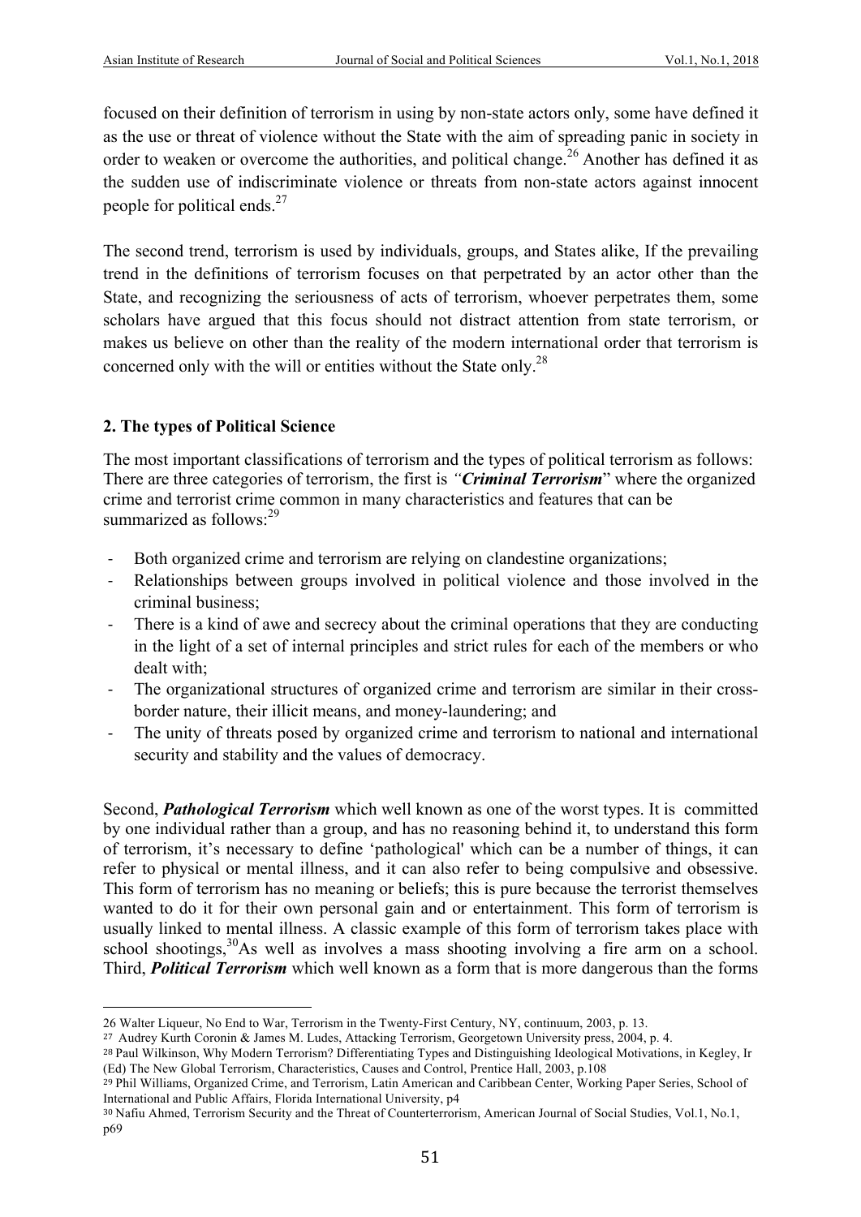focused on their definition of terrorism in using by non-state actors only, some have defined it as the use or threat of violence without the State with the aim of spreading panic in society in order to weaken or overcome the authorities, and political change.[26] Another has defined it as the sudden use of indiscriminate violence or threats from non-state actors against innocent people for political ends.[27]

The second trend, terrorism is used by individuals, groups, and States alike, If the prevailing trend in the definitions of terrorism focuses on that perpetrated by an actor other than the State, and recognizing the seriousness of acts of terrorism, whoever perpetrates them, some scholars have argued that this focus should not distract attention from state terrorism, or makes us believe on other than the reality of the modern international order that terrorism is concerned only with the will or entities without the State only.[28]

### 2. The types of Political Science

The most important classifications of terrorism and the types of political terrorism as follows: There are three categories of terrorism, the first is *"**Criminal Terrorism**"* where the organized crime and terrorist crime common in many characteristics and features that can be summarized as follows:[29]

- Both organized crime and terrorism are relying on clandestine organizations;
- Relationships between groups involved in political violence and those involved in the criminal business;
- There is a kind of awe and secrecy about the criminal operations that they are conducting in the light of a set of internal principles and strict rules for each of the members or who dealt with;
- The organizational structures of organized crime and terrorism are similar in their cross-border nature, their illicit means, and money-laundering; and
- The unity of threats posed by organized crime and terrorism to national and international security and stability and the values of democracy.

Second, ***Pathological Terrorism*** which well known as one of the worst types. It is committed by one individual rather than a group, and has no reasoning behind it, to understand this form of terrorism, it's necessary to define 'pathological' which can be a number of things, it can refer to physical or mental illness, and it can also refer to being compulsive and obsessive. This form of terrorism has no meaning or beliefs; this is pure because the terrorist themselves wanted to do it for their own personal gain and or entertainment. This form of terrorism is usually linked to mental illness. A classic example of this form of terrorism takes place with school shootings,[30]As well as involves a mass shooting involving a fire arm on a school. Third, ***Political Terrorism*** which well known as a form that is more dangerous than the forms

---

26 Walter Liqueur, No End to War, Terrorism in the Twenty-First Century, NY, continuum, 2003, p. 13.

27 Audrey Kurth Coronin & James M. Ludes, Attacking Terrorism, Georgetown University press, 2004, p. 4.

28 Paul Wilkinson, Why Modern Terrorism? Differentiating Types and Distinguishing Ideological Motivations, in Kegley, Ir (Ed) The New Global Terrorism, Characteristics, Causes and Control, Prentice Hall, 2003, p.108

29 Phil Williams, Organized Crime, and Terrorism, Latin American and Caribbean Center, Working Paper Series, School of International and Public Affairs, Florida International University, p4

30 Nafiu Ahmed, Terrorism Security and the Threat of Counterterrorism, American Journal of Social Studies, Vol.1, No.1, p69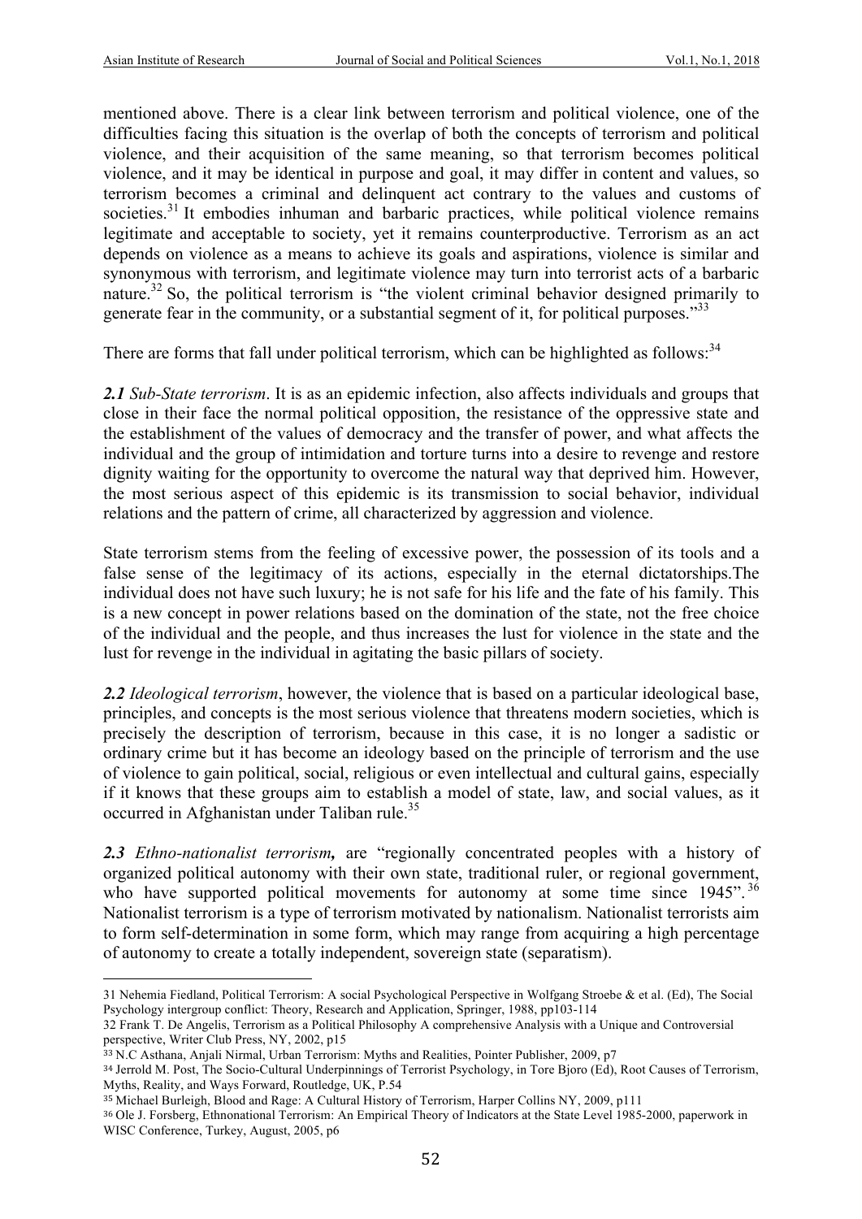mentioned above. There is a clear link between terrorism and political violence, one of the difficulties facing this situation is the overlap of both the concepts of terrorism and political violence, and their acquisition of the same meaning, so that terrorism becomes political violence, and it may be identical in purpose and goal, it may differ in content and values, so terrorism becomes a criminal and delinquent act contrary to the values and customs of societies.[31] It embodies inhuman and barbaric practices, while political violence remains legitimate and acceptable to society, yet it remains counterproductive. Terrorism as an act depends on violence as a means to achieve its goals and aspirations, violence is similar and synonymous with terrorism, and legitimate violence may turn into terrorist acts of a barbaric nature.[32] So, the political terrorism is "the violent criminal behavior designed primarily to generate fear in the community, or a substantial segment of it, for political purposes."[33]

There are forms that fall under political terrorism, which can be highlighted as follows:[34]

***2.1** Sub-State terrorism*. It is as an epidemic infection, also affects individuals and groups that close in their face the normal political opposition, the resistance of the oppressive state and the establishment of the values of democracy and the transfer of power, and what affects the individual and the group of intimidation and torture turns into a desire to revenge and restore dignity waiting for the opportunity to overcome the natural way that deprived him. However, the most serious aspect of this epidemic is its transmission to social behavior, individual relations and the pattern of crime, all characterized by aggression and violence.

State terrorism stems from the feeling of excessive power, the possession of its tools and a false sense of the legitimacy of its actions, especially in the eternal dictatorships.The individual does not have such luxury; he is not safe for his life and the fate of his family. This is a new concept in power relations based on the domination of the state, not the free choice of the individual and the people, and thus increases the lust for violence in the state and the lust for revenge in the individual in agitating the basic pillars of society.

***2.2** Ideological terrorism*, however, the violence that is based on a particular ideological base, principles, and concepts is the most serious violence that threatens modern societies, which is precisely the description of terrorism, because in this case, it is no longer a sadistic or ordinary crime but it has become an ideology based on the principle of terrorism and the use of violence to gain political, social, religious or even intellectual and cultural gains, especially if it knows that these groups aim to establish a model of state, law, and social values, as it occurred in Afghanistan under Taliban rule.[35]

***2.3** Ethno-nationalist terrorism,* are "regionally concentrated peoples with a history of organized political autonomy with their own state, traditional ruler, or regional government, who have supported political movements for autonomy at some time since 1945".[36] Nationalist terrorism is a type of terrorism motivated by nationalism. Nationalist terrorists aim to form self-determination in some form, which may range from acquiring a high percentage of autonomy to create a totally independent, sovereign state (separatism).

---

31 Nehemia Fiedland, Political Terrorism: A social Psychological Perspective in Wolfgang Stroebe & et al. (Ed), The Social Psychology intergroup conflict: Theory, Research and Application, Springer, 1988, pp103-114

32 Frank T. De Angelis, Terrorism as a Political Philosophy A comprehensive Analysis with a Unique and Controversial perspective, Writer Club Press, NY, 2002, p15

33 N.C Asthana, Anjali Nirmal, Urban Terrorism: Myths and Realities, Pointer Publisher, 2009, p7

34 Jerrold M. Post, The Socio-Cultural Underpinnings of Terrorist Psychology, in Tore Bjoro (Ed), Root Causes of Terrorism, Myths, Reality, and Ways Forward, Routledge, UK, P.54

35 Michael Burleigh, Blood and Rage: A Cultural History of Terrorism, Harper Collins NY, 2009, p111

36 Ole J. Forsberg, Ethnonational Terrorism: An Empirical Theory of Indicators at the State Level 1985-2000, paperwork in WISC Conference, Turkey, August, 2005, p6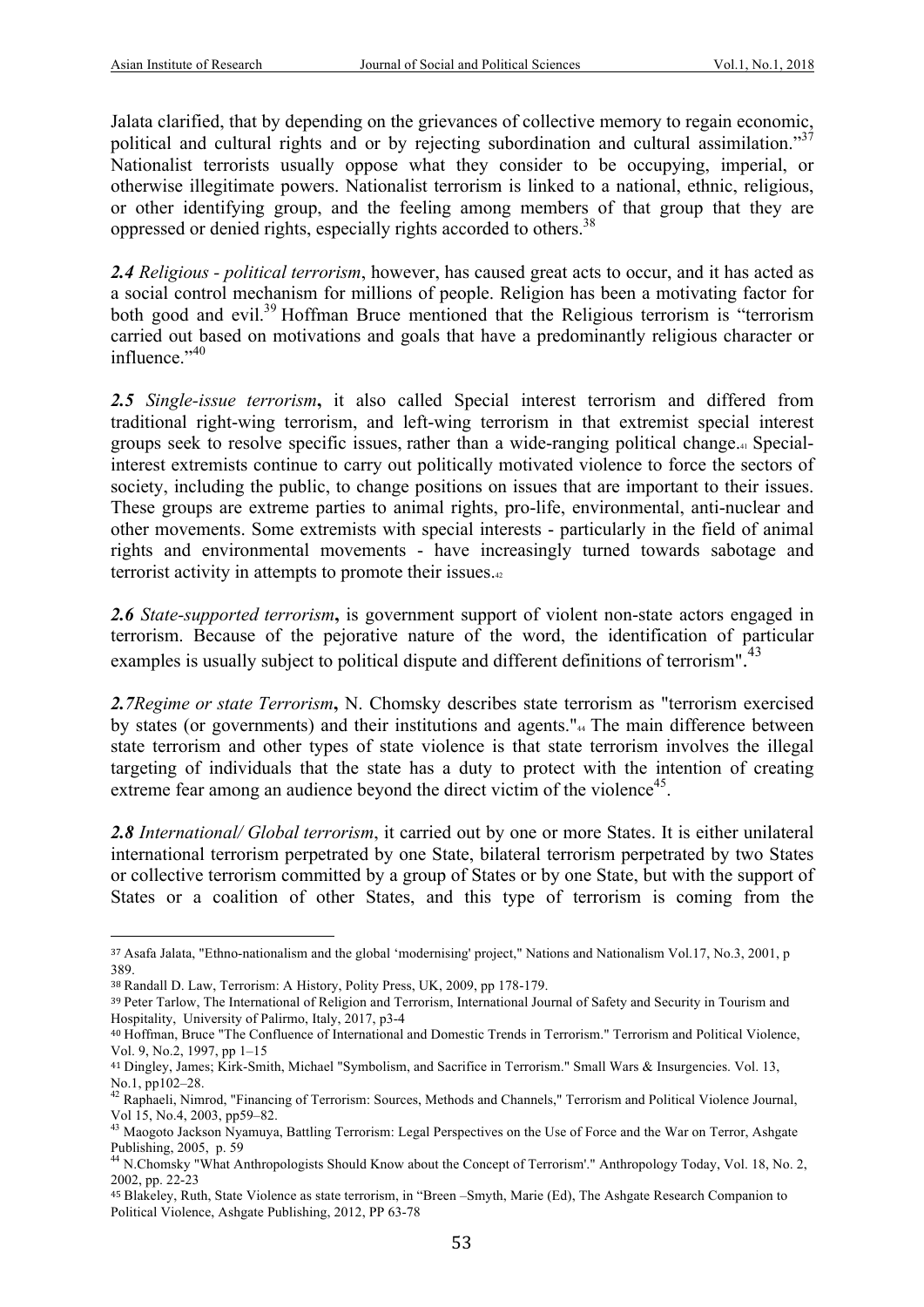Jalata clarified, that by depending on the grievances of collective memory to regain economic, political and cultural rights and or by rejecting subordination and cultural assimilation."[37] Nationalist terrorists usually oppose what they consider to be occupying, imperial, or otherwise illegitimate powers. Nationalist terrorism is linked to a national, ethnic, religious, or other identifying group, and the feeling among members of that group that they are oppressed or denied rights, especially rights accorded to others.[38]

***2.4*** *Religious - political terrorism*, however, has caused great acts to occur, and it has acted as a social control mechanism for millions of people. Religion has been a motivating factor for both good and evil.[39] Hoffman Bruce mentioned that the Religious terrorism is "terrorism carried out based on motivations and goals that have a predominantly religious character or influence."[40]

***2.5*** *Single-issue terrorism*, it also called Special interest terrorism and differed from traditional right-wing terrorism, and left-wing terrorism in that extremist special interest groups seek to resolve specific issues, rather than a wide-ranging political change.[41] Special-interest extremists continue to carry out politically motivated violence to force the sectors of society, including the public, to change positions on issues that are important to their issues. These groups are extreme parties to animal rights, pro-life, environmental, anti-nuclear and other movements. Some extremists with special interests - particularly in the field of animal rights and environmental movements - have increasingly turned towards sabotage and terrorist activity in attempts to promote their issues.[42]

***2.6*** *State-supported terrorism*, is government support of violent non-state actors engaged in terrorism. Because of the pejorative nature of the word, the identification of particular examples is usually subject to political dispute and different definitions of terrorism".[43]

***2.7****Regime or state Terrorism*, N. Chomsky describes state terrorism as "terrorism exercised by states (or governments) and their institutions and agents."[44] The main difference between state terrorism and other types of state violence is that state terrorism involves the illegal targeting of individuals that the state has a duty to protect with the intention of creating extreme fear among an audience beyond the direct victim of the violence[45].

***2.8*** *International/ Global terrorism*, it carried out by one or more States. It is either unilateral international terrorism perpetrated by one State, bilateral terrorism perpetrated by two States or collective terrorism committed by a group of States or by one State, but with the support of States or a coalition of other States, and this type of terrorism is coming from the

---

[37] Asafa Jalata, "Ethno-nationalism and the global 'modernising' project," Nations and Nationalism Vol.17, No.3, 2001, p 389.

[38] Randall D. Law, Terrorism: A History, Polity Press, UK, 2009, pp 178-179.

[39] Peter Tarlow, The International of Religion and Terrorism, International Journal of Safety and Security in Tourism and Hospitality, University of Palirmo, Italy, 2017, p3-4

[40] Hoffman, Bruce "The Confluence of International and Domestic Trends in Terrorism." Terrorism and Political Violence, Vol. 9, No.2, 1997, pp 1–15

[41] Dingley, James; Kirk-Smith, Michael "Symbolism, and Sacrifice in Terrorism." Small Wars & Insurgencies. Vol. 13, No.1, pp102–28.

[42] Raphaeli, Nimrod, "Financing of Terrorism: Sources, Methods and Channels," Terrorism and Political Violence Journal, Vol 15, No.4, 2003, pp59–82.

[43] Maogoto Jackson Nyamuya, Battling Terrorism: Legal Perspectives on the Use of Force and the War on Terror, Ashgate Publishing, 2005, p. 59

[44] N.Chomsky "What Anthropologists Should Know about the Concept of Terrorism'." Anthropology Today, Vol. 18, No. 2, 2002, pp. 22-23

[45] Blakeley, Ruth, State Violence as state terrorism, in "Breen –Smyth, Marie (Ed), The Ashgate Research Companion to Political Violence, Ashgate Publishing, 2012, PP 63-78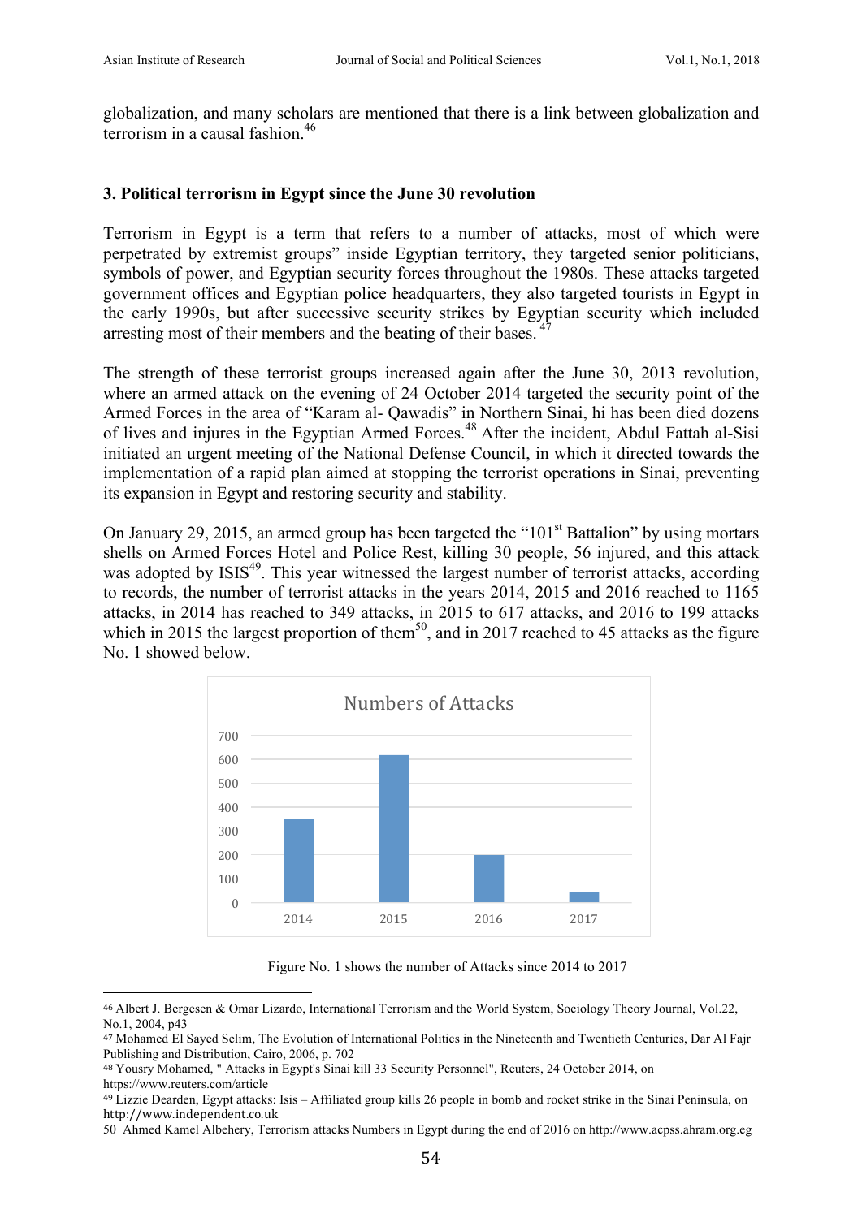globalization, and many scholars are mentioned that there is a link between globalization and terrorism in a causal fashion.[46]

### 3. Political terrorism in Egypt since the June 30 revolution

Terrorism in Egypt is a term that refers to a number of attacks, most of which were perpetrated by extremist groups" inside Egyptian territory, they targeted senior politicians, symbols of power, and Egyptian security forces throughout the 1980s. These attacks targeted government offices and Egyptian police headquarters, they also targeted tourists in Egypt in the early 1990s, but after successive security strikes by Egyptian security which included arresting most of their members and the beating of their bases. [47]

The strength of these terrorist groups increased again after the June 30, 2013 revolution, where an armed attack on the evening of 24 October 2014 targeted the security point of the Armed Forces in the area of "Karam al- Qawadis" in Northern Sinai, hi has been died dozens of lives and injures in the Egyptian Armed Forces.[48] After the incident, Abdul Fattah al-Sisi initiated an urgent meeting of the National Defense Council, in which it directed towards the implementation of a rapid plan aimed at stopping the terrorist operations in Sinai, preventing its expansion in Egypt and restoring security and stability.

On January 29, 2015, an armed group has been targeted the "101st Battalion" by using mortars shells on Armed Forces Hotel and Police Rest, killing 30 people, 56 injured, and this attack was adopted by ISIS[49]. This year witnessed the largest number of terrorist attacks, according to records, the number of terrorist attacks in the years 2014, 2015 and 2016 reached to 1165 attacks, in 2014 has reached to 349 attacks, in 2015 to 617 attacks, and 2016 to 199 attacks which in 2015 the largest proportion of them[50], and in 2017 reached to 45 attacks as the figure No. 1 showed below.

Figure No. 1 shows the number of Attacks since 2014 to 2017

---

[46] Albert J. Bergesen & Omar Lizardo, International Terrorism and the World System, Sociology Theory Journal, Vol.22, No.1, 2004, p43

[47] Mohamed El Sayed Selim, The Evolution of International Politics in the Nineteenth and Twentieth Centuries, Dar Al Fajr Publishing and Distribution, Cairo, 2006, p. 702

[48] Yousry Mohamed, " Attacks in Egypt's Sinai kill 33 Security Personnel", Reuters, 24 October 2014, on https://www.reuters.com/article

[49] Lizzie Dearden, Egypt attacks: Isis – Affiliated group kills 26 people in bomb and rocket strike in the Sinai Peninsula, on http://www.independent.co.uk

[50] Ahmed Kamel Albehery, Terrorism attacks Numbers in Egypt during the end of 2016 on http://www.acpss.ahram.org.eg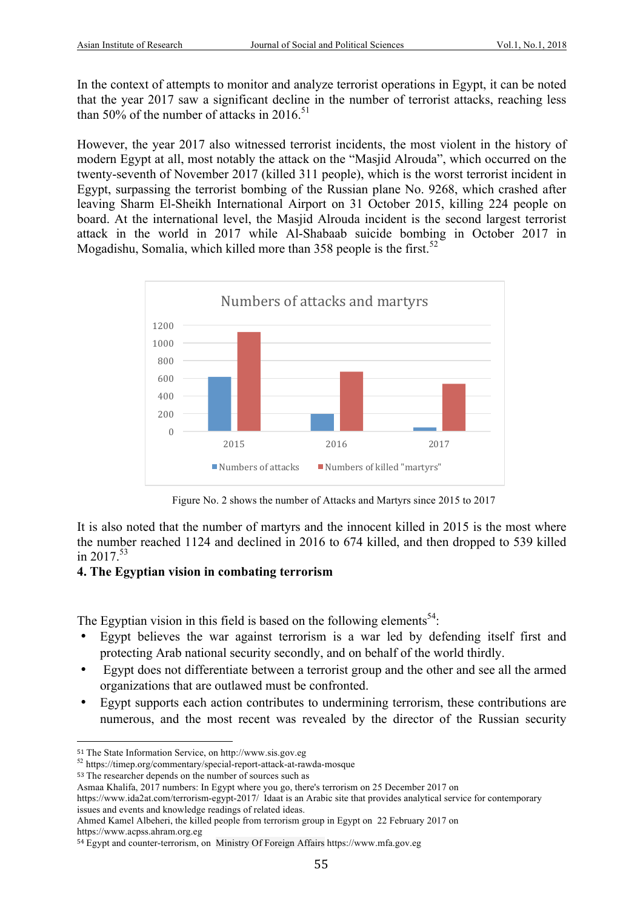In the context of attempts to monitor and analyze terrorist operations in Egypt, it can be noted that the year 2017 saw a significant decline in the number of terrorist attacks, reaching less than 50% of the number of attacks in 2016.[51]

However, the year 2017 also witnessed terrorist incidents, the most violent in the history of modern Egypt at all, most notably the attack on the "Masjid Alrouda", which occurred on the twenty-seventh of November 2017 (killed 311 people), which is the worst terrorist incident in Egypt, surpassing the terrorist bombing of the Russian plane No. 9268, which crashed after leaving Sharm El-Sheikh International Airport on 31 October 2015, killing 224 people on board. At the international level, the Masjid Alrouda incident is the second largest terrorist attack in the world in 2017 while Al-Shabaab suicide bombing in October 2017 in Mogadishu, Somalia, which killed more than 358 people is the first.[52]

Figure No. 2 shows the number of Attacks and Martyrs since 2015 to 2017

It is also noted that the number of martyrs and the innocent killed in 2015 is the most where the number reached 1124 and declined in 2016 to 674 killed, and then dropped to 539 killed in 2017.[53]

## 4. The Egyptian vision in combating terrorism

The Egyptian vision in this field is based on the following elements[54]:

- Egypt believes the war against terrorism is a war led by defending itself first and protecting Arab national security secondly, and on behalf of the world thirdly.
- Egypt does not differentiate between a terrorist group and the other and see all the armed organizations that are outlawed must be confronted.
- Egypt supports each action contributes to undermining terrorism, these contributions are numerous, and the most recent was revealed by the director of the Russian security

---

[51] The State Information Service, on http://www.sis.gov.eg

[52] https://timep.org/commentary/special-report-attack-at-rawda-mosque

[53] The researcher depends on the number of sources such as
Asmaa Khalifa, 2017 numbers: In Egypt where you go, there's terrorism on 25 December 2017 on https://www.ida2at.com/terrorism-egypt-2017/ Idaat is an Arabic site that provides analytical service for contemporary issues and events and knowledge readings of related ideas.
Ahmed Kamel Albeheri, the killed people from terrorism group in Egypt on 22 February 2017 on https://www.acpss.ahram.org.eg

[54] Egypt and counter-terrorism, on Ministry Of Foreign Affairs https://www.mfa.gov.eg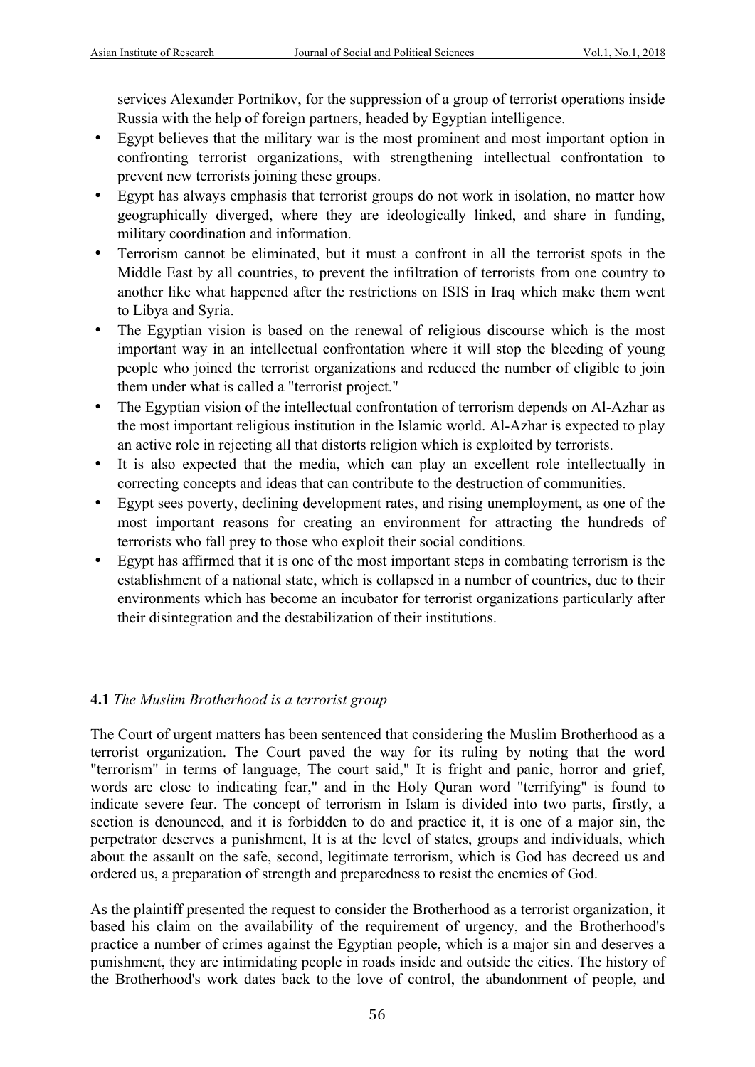services Alexander Portnikov, for the suppression of a group of terrorist operations inside Russia with the help of foreign partners, headed by Egyptian intelligence.

- Egypt believes that the military war is the most prominent and most important option in confronting terrorist organizations, with strengthening intellectual confrontation to prevent new terrorists joining these groups.
- Egypt has always emphasis that terrorist groups do not work in isolation, no matter how geographically diverged, where they are ideologically linked, and share in funding, military coordination and information.
- Terrorism cannot be eliminated, but it must a confront in all the terrorist spots in the Middle East by all countries, to prevent the infiltration of terrorists from one country to another like what happened after the restrictions on ISIS in Iraq which make them went to Libya and Syria.
- The Egyptian vision is based on the renewal of religious discourse which is the most important way in an intellectual confrontation where it will stop the bleeding of young people who joined the terrorist organizations and reduced the number of eligible to join them under what is called a "terrorist project."
- The Egyptian vision of the intellectual confrontation of terrorism depends on Al-Azhar as the most important religious institution in the Islamic world. Al-Azhar is expected to play an active role in rejecting all that distorts religion which is exploited by terrorists.
- It is also expected that the media, which can play an excellent role intellectually in correcting concepts and ideas that can contribute to the destruction of communities.
- Egypt sees poverty, declining development rates, and rising unemployment, as one of the most important reasons for creating an environment for attracting the hundreds of terrorists who fall prey to those who exploit their social conditions.
- Egypt has affirmed that it is one of the most important steps in combating terrorism is the establishment of a national state, which is collapsed in a number of countries, due to their environments which has become an incubator for terrorist organizations particularly after their disintegration and the destabilization of their institutions.

### **4.1** *The Muslim Brotherhood is a terrorist group*

The Court of urgent matters has been sentenced that considering the Muslim Brotherhood as a terrorist organization. The Court paved the way for its ruling by noting that the word "terrorism" in terms of language, The court said," It is fright and panic, horror and grief, words are close to indicating fear," and in the Holy Quran word "terrifying" is found to indicate severe fear. The concept of terrorism in Islam is divided into two parts, firstly, a section is denounced, and it is forbidden to do and practice it, it is one of a major sin, the perpetrator deserves a punishment, It is at the level of states, groups and individuals, which about the assault on the safe, second, legitimate terrorism, which is God has decreed us and ordered us, a preparation of strength and preparedness to resist the enemies of God.

As the plaintiff presented the request to consider the Brotherhood as a terrorist organization, it based his claim on the availability of the requirement of urgency, and the Brotherhood's practice a number of crimes against the Egyptian people, which is a major sin and deserves a punishment, they are intimidating people in roads inside and outside the cities. The history of the Brotherhood's work dates back to the love of control, the abandonment of people, and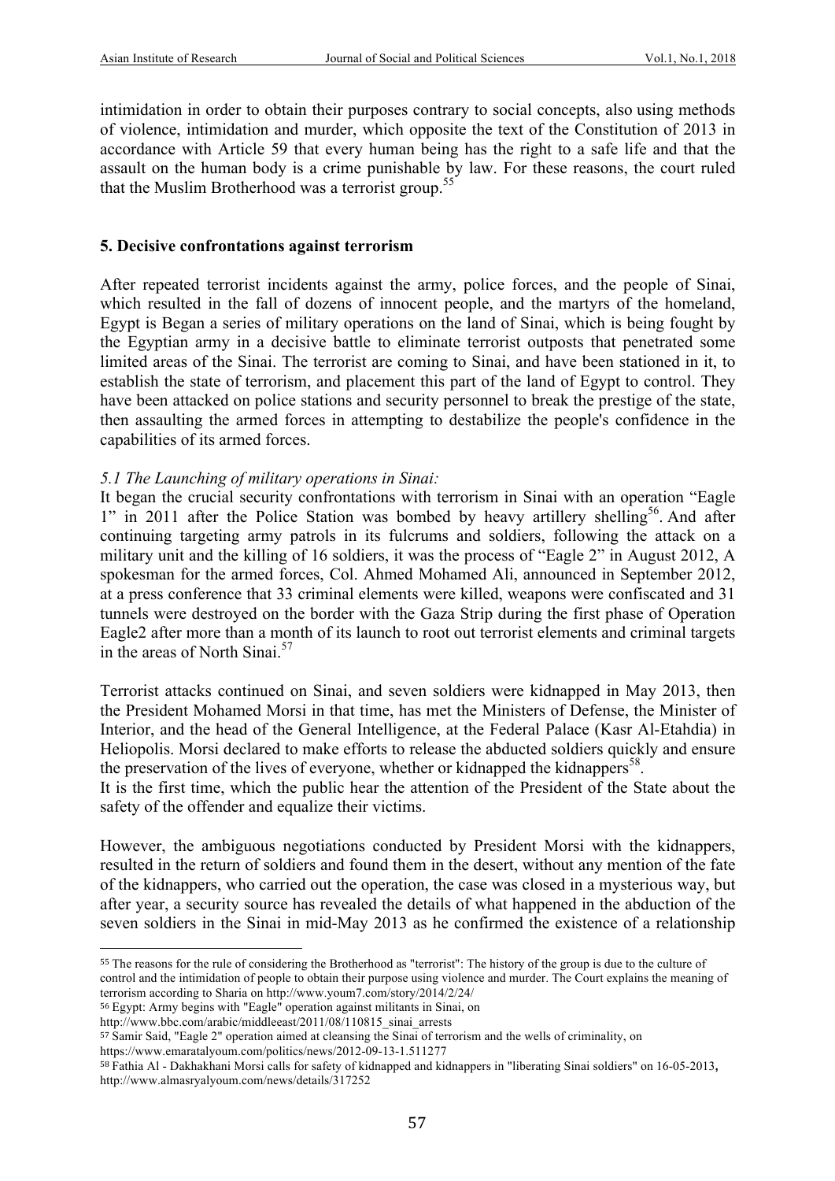intimidation in order to obtain their purposes contrary to social concepts, also using methods of violence, intimidation and murder, which opposite the text of the Constitution of 2013 in accordance with Article 59 that every human being has the right to a safe life and that the assault on the human body is a crime punishable by law. For these reasons, the court ruled that the Muslim Brotherhood was a terrorist group.[55]

## 5. Decisive confrontations against terrorism

After repeated terrorist incidents against the army, police forces, and the people of Sinai, which resulted in the fall of dozens of innocent people, and the martyrs of the homeland, Egypt is Began a series of military operations on the land of Sinai, which is being fought by the Egyptian army in a decisive battle to eliminate terrorist outposts that penetrated some limited areas of the Sinai. The terrorist are coming to Sinai, and have been stationed in it, to establish the state of terrorism, and placement this part of the land of Egypt to control. They have been attacked on police stations and security personnel to break the prestige of the state, then assaulting the armed forces in attempting to destabilize the people's confidence in the capabilities of its armed forces.

### *5.1 The Launching of military operations in Sinai:*

It began the crucial security confrontations with terrorism in Sinai with an operation "Eagle 1" in 2011 after the Police Station was bombed by heavy artillery shelling[56]. And after continuing targeting army patrols in its fulcrums and soldiers, following the attack on a military unit and the killing of 16 soldiers, it was the process of "Eagle 2" in August 2012, A spokesman for the armed forces, Col. Ahmed Mohamed Ali, announced in September 2012, at a press conference that 33 criminal elements were killed, weapons were confiscated and 31 tunnels were destroyed on the border with the Gaza Strip during the first phase of Operation Eagle2 after more than a month of its launch to root out terrorist elements and criminal targets in the areas of North Sinai.[57]

Terrorist attacks continued on Sinai, and seven soldiers were kidnapped in May 2013, then the President Mohamed Morsi in that time, has met the Ministers of Defense, the Minister of Interior, and the head of the General Intelligence, at the Federal Palace (Kasr Al-Etahdia) in Heliopolis. Morsi declared to make efforts to release the abducted soldiers quickly and ensure the preservation of the lives of everyone, whether or kidnapped the kidnappers[58].

It is the first time, which the public hear the attention of the President of the State about the safety of the offender and equalize their victims.

However, the ambiguous negotiations conducted by President Morsi with the kidnappers, resulted in the return of soldiers and found them in the desert, without any mention of the fate of the kidnappers, who carried out the operation, the case was closed in a mysterious way, but after year, a security source has revealed the details of what happened in the abduction of the seven soldiers in the Sinai in mid-May 2013 as he confirmed the existence of a relationship

---

[55] The reasons for the rule of considering the Brotherhood as "terrorist": The history of the group is due to the culture of control and the intimidation of people to obtain their purpose using violence and murder. The Court explains the meaning of terrorism according to Sharia on http://www.youm7.com/story/2014/2/24/

[56] Egypt: Army begins with "Eagle" operation against militants in Sinai, on http://www.bbc.com/arabic/middleeast/2011/08/110815_sinai_arrests

[57] Samir Said, "Eagle 2" operation aimed at cleansing the Sinai of terrorism and the wells of criminality, on https://www.emaratalyoum.com/politics/news/2012-09-13-1.511277

[58] Fathia Al - Dakhakhani Morsi calls for safety of kidnapped and kidnappers in "liberating Sinai soldiers" on 16-05-2013, http://www.almasryalyoum.com/news/details/317252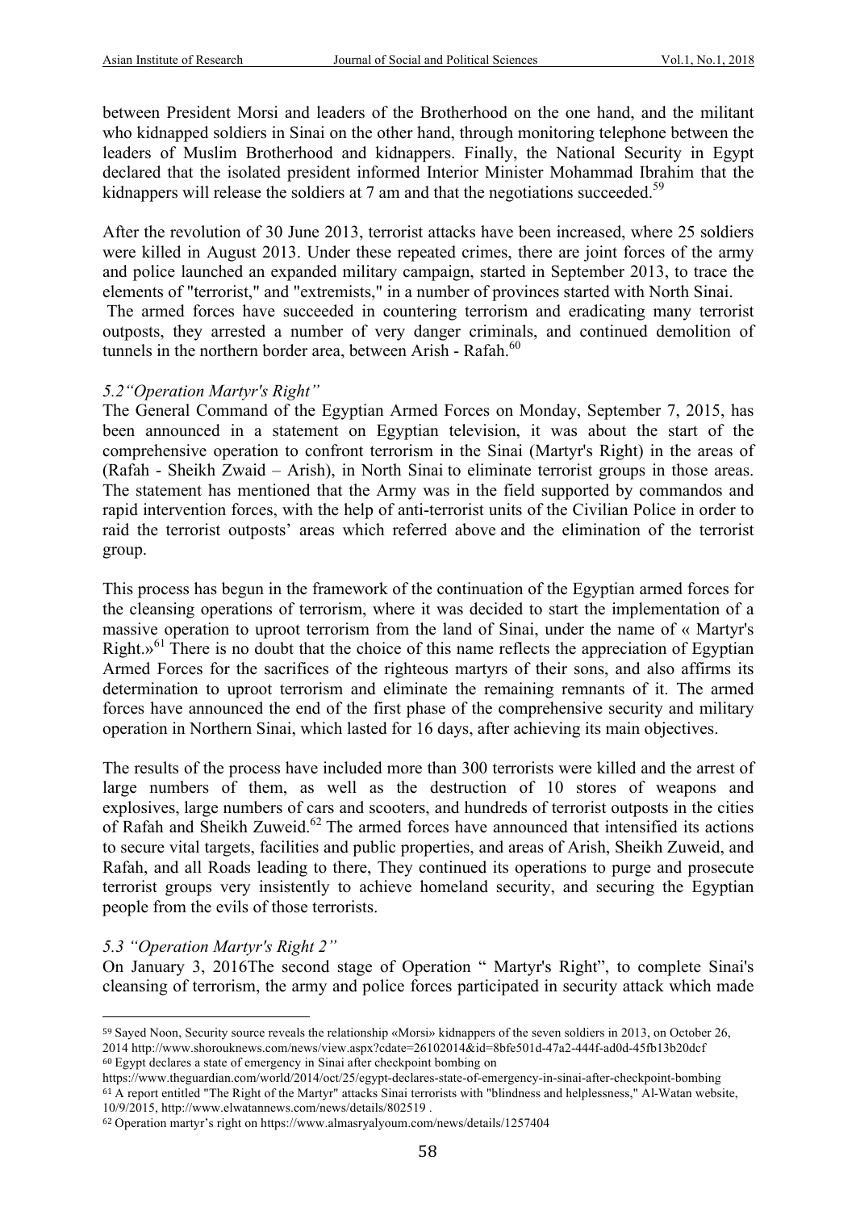between President Morsi and leaders of the Brotherhood on the one hand, and the militant who kidnapped soldiers in Sinai on the other hand, through monitoring telephone between the leaders of Muslim Brotherhood and kidnappers. Finally, the National Security in Egypt declared that the isolated president informed Interior Minister Mohammad Ibrahim that the kidnappers will release the soldiers at 7 am and that the negotiations succeeded.[59]

After the revolution of 30 June 2013, terrorist attacks have been increased, where 25 soldiers were killed in August 2013. Under these repeated crimes, there are joint forces of the army and police launched an expanded military campaign, started in September 2013, to trace the elements of "terrorist," and "extremists," in a number of provinces started with North Sinai.
The armed forces have succeeded in countering terrorism and eradicating many terrorist outposts, they arrested a number of very danger criminals, and continued demolition of tunnels in the northern border area, between Arish - Rafah.[60]

### *5.2"Operation Martyr's Right"*

The General Command of the Egyptian Armed Forces on Monday, September 7, 2015, has been announced in a statement on Egyptian television, it was about the start of the comprehensive operation to confront terrorism in the Sinai (Martyr's Right) in the areas of (Rafah - Sheikh Zwaid – Arish), in North Sinai to eliminate terrorist groups in those areas. The statement has mentioned that the Army was in the field supported by commandos and rapid intervention forces, with the help of anti-terrorist units of the Civilian Police in order to raid the terrorist outposts' areas which referred above and the elimination of the terrorist group.

This process has begun in the framework of the continuation of the Egyptian armed forces for the cleansing operations of terrorism, where it was decided to start the implementation of a massive operation to uproot terrorism from the land of Sinai, under the name of « Martyr's Right.»[61] There is no doubt that the choice of this name reflects the appreciation of Egyptian Armed Forces for the sacrifices of the righteous martyrs of their sons, and also affirms its determination to uproot terrorism and eliminate the remaining remnants of it. The armed forces have announced the end of the first phase of the comprehensive security and military operation in Northern Sinai, which lasted for 16 days, after achieving its main objectives.

The results of the process have included more than 300 terrorists were killed and the arrest of large numbers of them, as well as the destruction of 10 stores of weapons and explosives, large numbers of cars and scooters, and hundreds of terrorist outposts in the cities of Rafah and Sheikh Zuweid.[62] The armed forces have announced that intensified its actions to secure vital targets, facilities and public properties, and areas of Arish, Sheikh Zuweid, and Rafah, and all Roads leading to there, They continued its operations to purge and prosecute terrorist groups very insistently to achieve homeland security, and securing the Egyptian people from the evils of those terrorists.

### *5.3 "Operation Martyr's Right 2"*

On January 3, 2016The second stage of Operation " Martyr's Right", to complete Sinai's cleansing of terrorism, the army and police forces participated in security attack which made

---

[59] Sayed Noon, Security source reveals the relationship «Morsi» kidnappers of the seven soldiers in 2013, on October 26, 2014 http://www.shorouknews.com/news/view.aspx?cdate=26102014&id=8bfe501d-47a2-444f-ad0d-45fb13b20dcf

[60] Egypt declares a state of emergency in Sinai after checkpoint bombing on https://www.theguardian.com/world/2014/oct/25/egypt-declares-state-of-emergency-in-sinai-after-checkpoint-bombing

[61] A report entitled "The Right of the Martyr" attacks Sinai terrorists with "blindness and helplessness," Al-Watan website, 10/9/2015, http://www.elwatannews.com/news/details/802519 .

[62] Operation martyr's right on https://www.almasryalyoum.com/news/details/1257404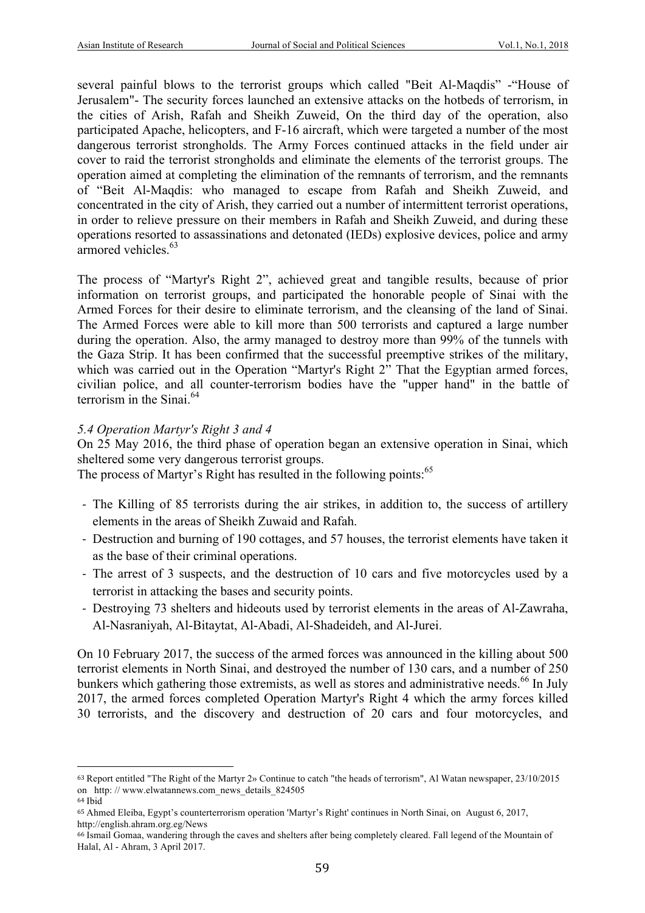several painful blows to the terrorist groups which called "Beit Al-Maqdis" -"House of Jerusalem"- The security forces launched an extensive attacks on the hotbeds of terrorism, in the cities of Arish, Rafah and Sheikh Zuweid, On the third day of the operation, also participated Apache, helicopters, and F-16 aircraft, which were targeted a number of the most dangerous terrorist strongholds. The Army Forces continued attacks in the field under air cover to raid the terrorist strongholds and eliminate the elements of the terrorist groups. The operation aimed at completing the elimination of the remnants of terrorism, and the remnants of "Beit Al-Maqdis: who managed to escape from Rafah and Sheikh Zuweid, and concentrated in the city of Arish, they carried out a number of intermittent terrorist operations, in order to relieve pressure on their members in Rafah and Sheikh Zuweid, and during these operations resorted to assassinations and detonated (IEDs) explosive devices, police and army armored vehicles.[63]

The process of "Martyr's Right 2", achieved great and tangible results, because of prior information on terrorist groups, and participated the honorable people of Sinai with the Armed Forces for their desire to eliminate terrorism, and the cleansing of the land of Sinai. The Armed Forces were able to kill more than 500 terrorists and captured a large number during the operation. Also, the army managed to destroy more than 99% of the tunnels with the Gaza Strip. It has been confirmed that the successful preemptive strikes of the military, which was carried out in the Operation "Martyr's Right 2" That the Egyptian armed forces, civilian police, and all counter-terrorism bodies have the "upper hand" in the battle of terrorism in the Sinai.[64]

*5.4 Operation Martyr's Right 3 and 4*

On 25 May 2016, the third phase of operation began an extensive operation in Sinai, which sheltered some very dangerous terrorist groups.

The process of Martyr's Right has resulted in the following points:[65]

- The Killing of 85 terrorists during the air strikes, in addition to, the success of artillery elements in the areas of Sheikh Zuwaid and Rafah.
- Destruction and burning of 190 cottages, and 57 houses, the terrorist elements have taken it as the base of their criminal operations.
- The arrest of 3 suspects, and the destruction of 10 cars and five motorcycles used by a terrorist in attacking the bases and security points.
- Destroying 73 shelters and hideouts used by terrorist elements in the areas of Al-Zawraha, Al-Nasraniyah, Al-Bitaytat, Al-Abadi, Al-Shadeideh, and Al-Jurei.

On 10 February 2017, the success of the armed forces was announced in the killing about 500 terrorist elements in North Sinai, and destroyed the number of 130 cars, and a number of 250 bunkers which gathering those extremists, as well as stores and administrative needs.[66] In July 2017, the armed forces completed Operation Martyr's Right 4 which the army forces killed 30 terrorists, and the discovery and destruction of 20 cars and four motorcycles, and

---

[63] Report entitled "The Right of the Martyr 2» Continue to catch "the heads of terrorism", Al Watan newspaper, 23/10/2015 on http: // www.elwatannews.com_news_details_824505

[64] Ibid

[65] Ahmed Eleiba, Egypt's counterterrorism operation 'Martyr's Right' continues in North Sinai, on August 6, 2017, http://english.ahram.org.eg/News

[66] Ismail Gomaa, wandering through the caves and shelters after being completely cleared. Fall legend of the Mountain of Halal, Al - Ahram, 3 April 2017.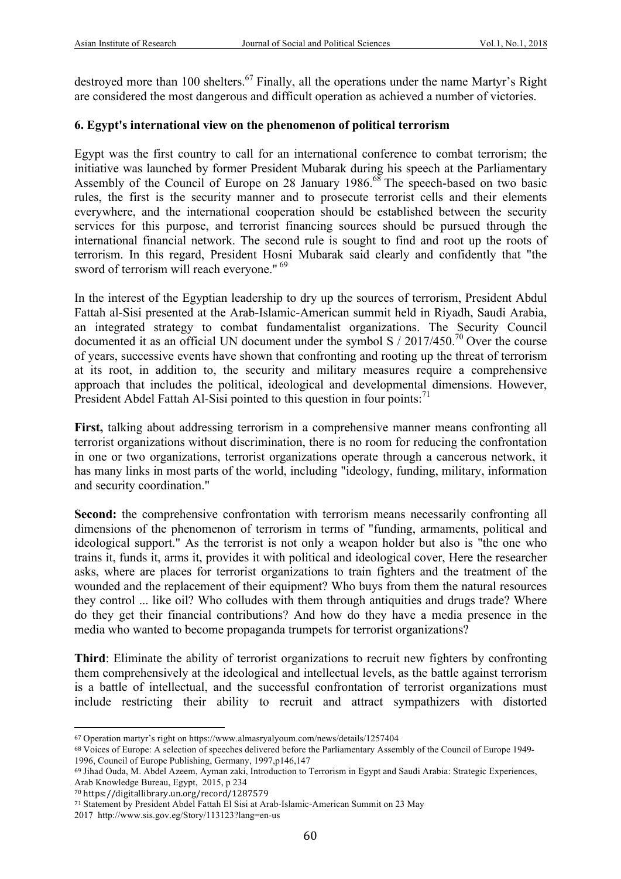destroyed more than 100 shelters.[67] Finally, all the operations under the name Martyr's Right are considered the most dangerous and difficult operation as achieved a number of victories.

### 6. Egypt's international view on the phenomenon of political terrorism

Egypt was the first country to call for an international conference to combat terrorism; the initiative was launched by former President Mubarak during his speech at the Parliamentary Assembly of the Council of Europe on 28 January 1986.[68] The speech-based on two basic rules, the first is the security manner and to prosecute terrorist cells and their elements everywhere, and the international cooperation should be established between the security services for this purpose, and terrorist financing sources should be pursued through the international financial network. The second rule is sought to find and root up the roots of terrorism. In this regard, President Hosni Mubarak said clearly and confidently that "the sword of terrorism will reach everyone." [69]

In the interest of the Egyptian leadership to dry up the sources of terrorism, President Abdul Fattah al-Sisi presented at the Arab-Islamic-American summit held in Riyadh, Saudi Arabia, an integrated strategy to combat fundamentalist organizations. The Security Council documented it as an official UN document under the symbol S / 2017/450.[70] Over the course of years, successive events have shown that confronting and rooting up the threat of terrorism at its root, in addition to, the security and military measures require a comprehensive approach that includes the political, ideological and developmental dimensions. However, President Abdel Fattah Al-Sisi pointed to this question in four points:[71]

**First,** talking about addressing terrorism in a comprehensive manner means confronting all terrorist organizations without discrimination, there is no room for reducing the confrontation in one or two organizations, terrorist organizations operate through a cancerous network, it has many links in most parts of the world, including "ideology, funding, military, information and security coordination."

**Second:** the comprehensive confrontation with terrorism means necessarily confronting all dimensions of the phenomenon of terrorism in terms of "funding, armaments, political and ideological support." As the terrorist is not only a weapon holder but also is "the one who trains it, funds it, arms it, provides it with political and ideological cover, Here the researcher asks, where are places for terrorist organizations to train fighters and the treatment of the wounded and the replacement of their equipment? Who buys from them the natural resources they control ... like oil? Who colludes with them through antiquities and drugs trade? Where do they get their financial contributions? And how do they have a media presence in the media who wanted to become propaganda trumpets for terrorist organizations?

**Third**: Eliminate the ability of terrorist organizations to recruit new fighters by confronting them comprehensively at the ideological and intellectual levels, as the battle against terrorism is a battle of intellectual, and the successful confrontation of terrorist organizations must include restricting their ability to recruit and attract sympathizers with distorted

---

[67] Operation martyr's right on https://www.almasryalyoum.com/news/details/1257404

[68] Voices of Europe: A selection of speeches delivered before the Parliamentary Assembly of the Council of Europe 1949-1996, Council of Europe Publishing, Germany, 1997,p146,147

[69] Jihad Ouda, M. Abdel Azeem, Ayman zaki, Introduction to Terrorism in Egypt and Saudi Arabia: Strategic Experiences, Arab Knowledge Bureau, Egypt, 2015, p 234

[70] https://digitallibrary.un.org/record/1287579

[71] Statement by President Abdel Fattah El Sisi at Arab-Islamic-American Summit on 23 May 2017 http://www.sis.gov.eg/Story/113123?lang=en-us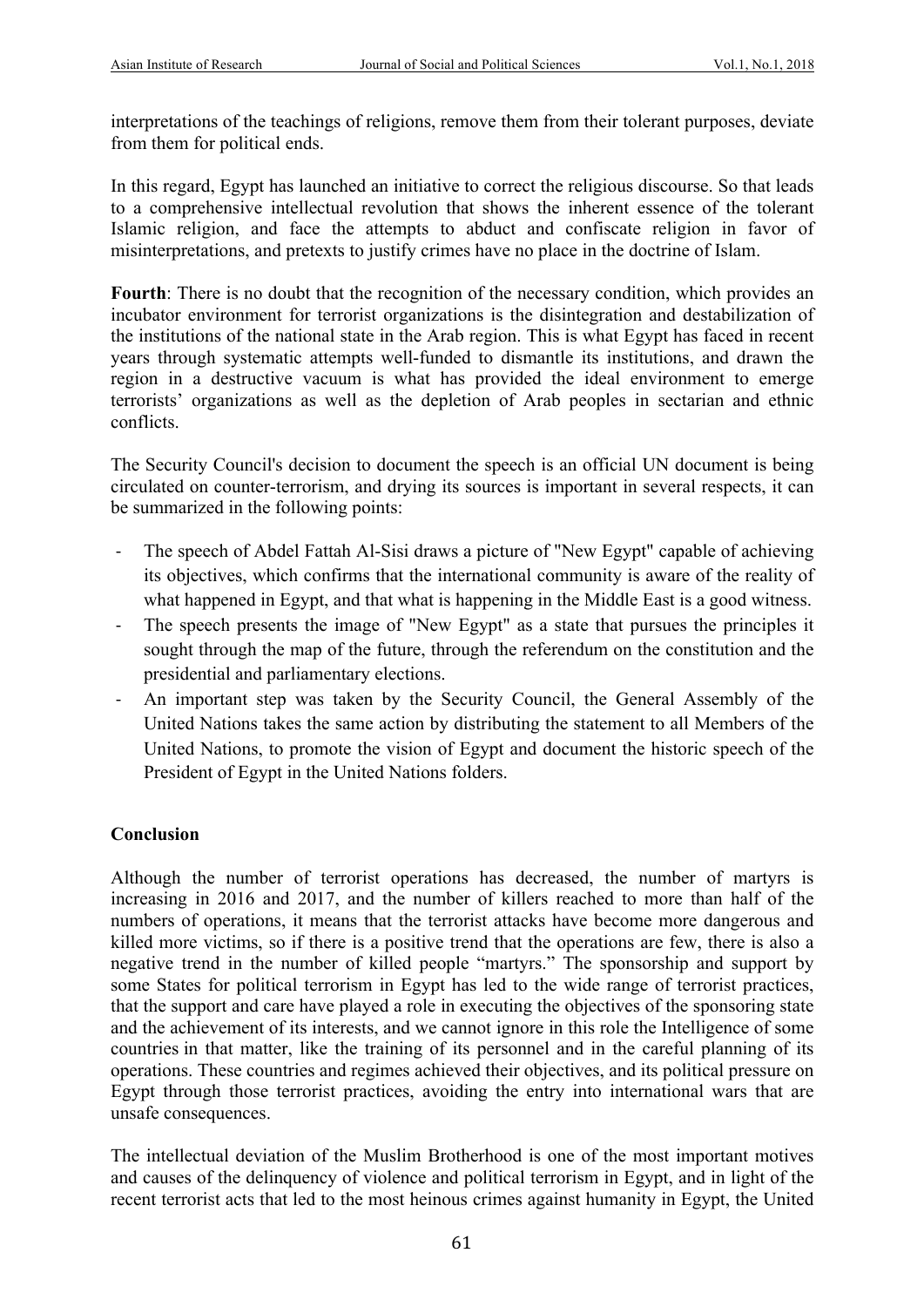interpretations of the teachings of religions, remove them from their tolerant purposes, deviate from them for political ends.

In this regard, Egypt has launched an initiative to correct the religious discourse. So that leads to a comprehensive intellectual revolution that shows the inherent essence of the tolerant Islamic religion, and face the attempts to abduct and confiscate religion in favor of misinterpretations, and pretexts to justify crimes have no place in the doctrine of Islam.

**Fourth**: There is no doubt that the recognition of the necessary condition, which provides an incubator environment for terrorist organizations is the disintegration and destabilization of the institutions of the national state in the Arab region. This is what Egypt has faced in recent years through systematic attempts well-funded to dismantle its institutions, and drawn the region in a destructive vacuum is what has provided the ideal environment to emerge terrorists' organizations as well as the depletion of Arab peoples in sectarian and ethnic conflicts.

The Security Council's decision to document the speech is an official UN document is being circulated on counter-terrorism, and drying its sources is important in several respects, it can be summarized in the following points:

- The speech of Abdel Fattah Al-Sisi draws a picture of "New Egypt" capable of achieving its objectives, which confirms that the international community is aware of the reality of what happened in Egypt, and that what is happening in the Middle East is a good witness.
- The speech presents the image of "New Egypt" as a state that pursues the principles it sought through the map of the future, through the referendum on the constitution and the presidential and parliamentary elections.
- An important step was taken by the Security Council, the General Assembly of the United Nations takes the same action by distributing the statement to all Members of the United Nations, to promote the vision of Egypt and document the historic speech of the President of Egypt in the United Nations folders.

## Conclusion

Although the number of terrorist operations has decreased, the number of martyrs is increasing in 2016 and 2017, and the number of killers reached to more than half of the numbers of operations, it means that the terrorist attacks have become more dangerous and killed more victims, so if there is a positive trend that the operations are few, there is also a negative trend in the number of killed people "martyrs." The sponsorship and support by some States for political terrorism in Egypt has led to the wide range of terrorist practices, that the support and care have played a role in executing the objectives of the sponsoring state and the achievement of its interests, and we cannot ignore in this role the Intelligence of some countries in that matter, like the training of its personnel and in the careful planning of its operations. These countries and regimes achieved their objectives, and its political pressure on Egypt through those terrorist practices, avoiding the entry into international wars that are unsafe consequences.

The intellectual deviation of the Muslim Brotherhood is one of the most important motives and causes of the delinquency of violence and political terrorism in Egypt, and in light of the recent terrorist acts that led to the most heinous crimes against humanity in Egypt, the United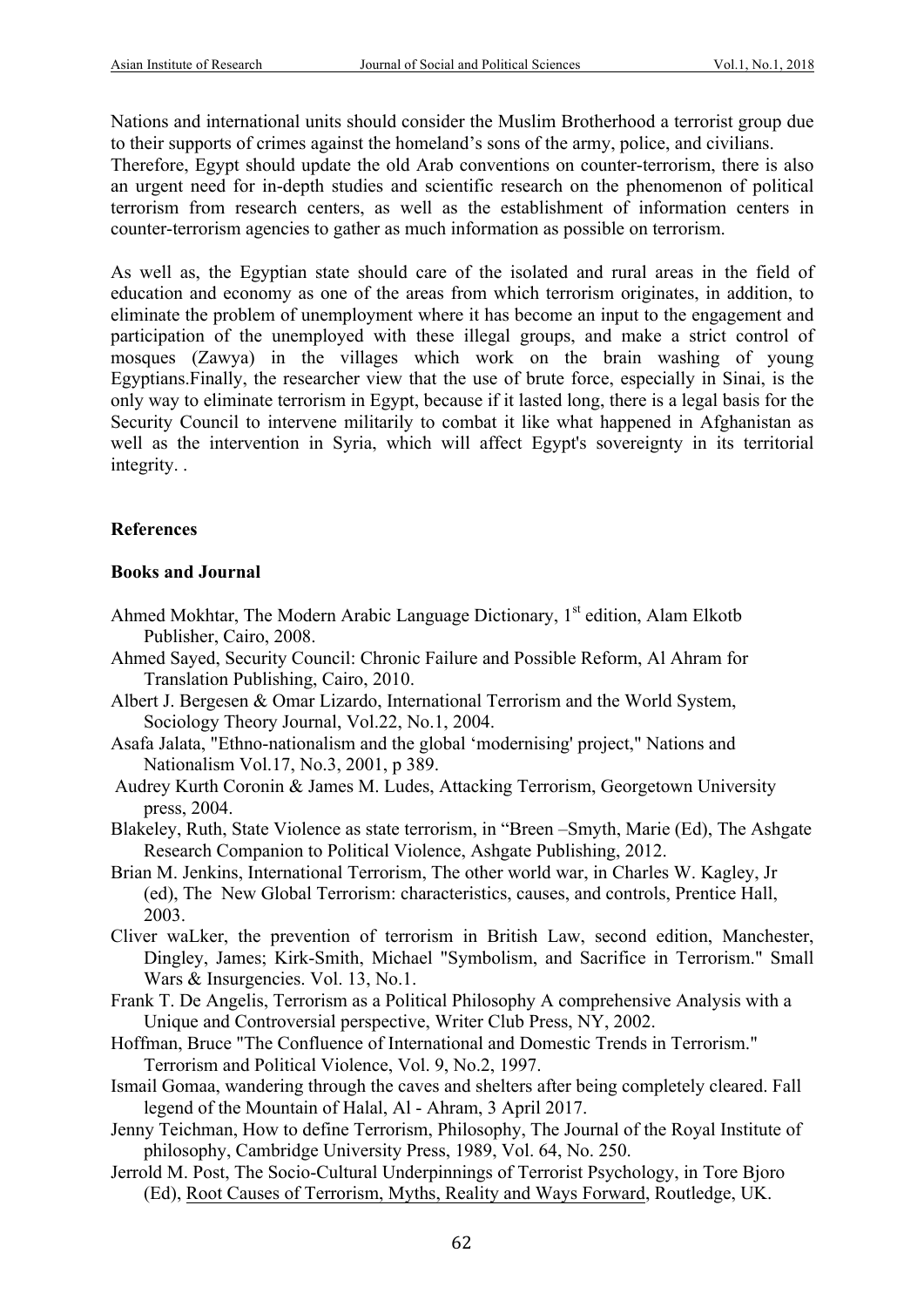Nations and international units should consider the Muslim Brotherhood a terrorist group due to their supports of crimes against the homeland's sons of the army, police, and civilians.
Therefore, Egypt should update the old Arab conventions on counter-terrorism, there is also an urgent need for in-depth studies and scientific research on the phenomenon of political terrorism from research centers, as well as the establishment of information centers in counter-terrorism agencies to gather as much information as possible on terrorism.

As well as, the Egyptian state should care of the isolated and rural areas in the field of education and economy as one of the areas from which terrorism originates, in addition, to eliminate the problem of unemployment where it has become an input to the engagement and participation of the unemployed with these illegal groups, and make a strict control of mosques (Zawya) in the villages which work on the brain washing of young Egyptians.Finally, the researcher view that the use of brute force, especially in Sinai, is the only way to eliminate terrorism in Egypt, because if it lasted long, there is a legal basis for the Security Council to intervene militarily to combat it like what happened in Afghanistan as well as the intervention in Syria, which will affect Egypt's sovereignty in its territorial integrity. .

## References

### Books and Journal

Ahmed Mokhtar, The Modern Arabic Language Dictionary, 1st edition, Alam Elkotb Publisher, Cairo, 2008.

Ahmed Sayed, Security Council: Chronic Failure and Possible Reform, Al Ahram for Translation Publishing, Cairo, 2010.

Albert J. Bergesen & Omar Lizardo, International Terrorism and the World System, Sociology Theory Journal, Vol.22, No.1, 2004.

Asafa Jalata, "Ethno-nationalism and the global 'modernising' project," Nations and Nationalism Vol.17, No.3, 2001, p 389.

Audrey Kurth Coronin & James M. Ludes, Attacking Terrorism, Georgetown University press, 2004.

Blakeley, Ruth, State Violence as state terrorism, in "Breen –Smyth, Marie (Ed), The Ashgate Research Companion to Political Violence, Ashgate Publishing, 2012.

Brian M. Jenkins, International Terrorism, The other world war, in Charles W. Kagley, Jr (ed), The New Global Terrorism: characteristics, causes, and controls, Prentice Hall, 2003.

Cliver waLker, the prevention of terrorism in British Law, second edition, Manchester, Dingley, James; Kirk-Smith, Michael "Symbolism, and Sacrifice in Terrorism." Small Wars & Insurgencies. Vol. 13, No.1.

Frank T. De Angelis, Terrorism as a Political Philosophy A comprehensive Analysis with a Unique and Controversial perspective, Writer Club Press, NY, 2002.

Hoffman, Bruce "The Confluence of International and Domestic Trends in Terrorism." Terrorism and Political Violence, Vol. 9, No.2, 1997.

Ismail Gomaa, wandering through the caves and shelters after being completely cleared. Fall legend of the Mountain of Halal, Al - Ahram, 3 April 2017.

Jenny Teichman, How to define Terrorism, Philosophy, The Journal of the Royal Institute of philosophy, Cambridge University Press, 1989, Vol. 64, No. 250.

Jerrold M. Post, The Socio-Cultural Underpinnings of Terrorist Psychology, in Tore Bjoro (Ed), Root Causes of Terrorism, Myths, Reality and Ways Forward, Routledge, UK.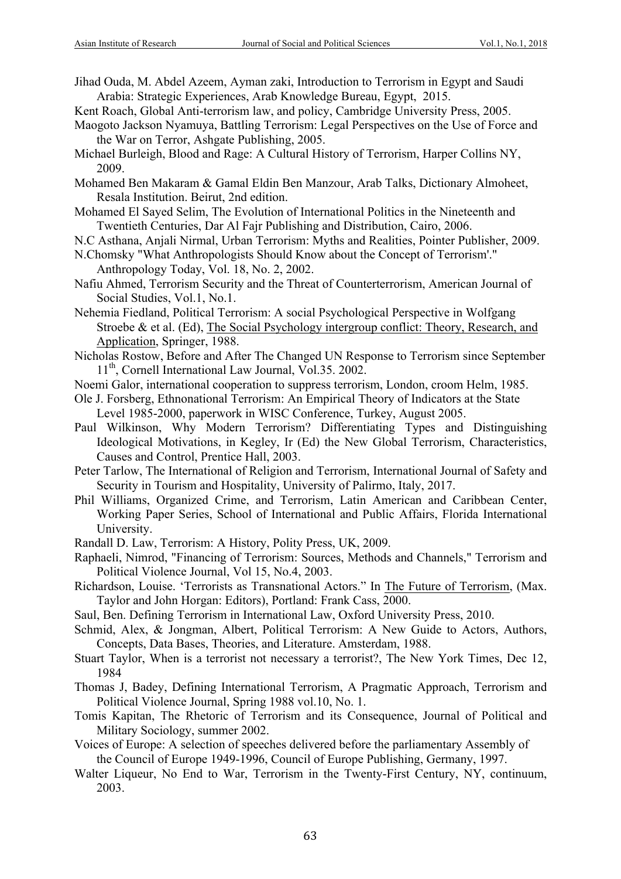Jihad Ouda, M. Abdel Azeem, Ayman zaki, Introduction to Terrorism in Egypt and Saudi Arabia: Strategic Experiences, Arab Knowledge Bureau, Egypt, 2015.

Kent Roach, Global Anti-terrorism law, and policy, Cambridge University Press, 2005.

Maogoto Jackson Nyamuya, Battling Terrorism: Legal Perspectives on the Use of Force and the War on Terror, Ashgate Publishing, 2005.

Michael Burleigh, Blood and Rage: A Cultural History of Terrorism, Harper Collins NY, 2009.

Mohamed Ben Makaram & Gamal Eldin Ben Manzour, Arab Talks, Dictionary Almoheet, Resala Institution. Beirut, 2nd edition.

Mohamed El Sayed Selim, The Evolution of International Politics in the Nineteenth and Twentieth Centuries, Dar Al Fajr Publishing and Distribution, Cairo, 2006.

N.C Asthana, Anjali Nirmal, Urban Terrorism: Myths and Realities, Pointer Publisher, 2009.

N.Chomsky "What Anthropologists Should Know about the Concept of Terrorism'." Anthropology Today, Vol. 18, No. 2, 2002.

Nafiu Ahmed, Terrorism Security and the Threat of Counterterrorism, American Journal of Social Studies, Vol.1, No.1.

Nehemia Fiedland, Political Terrorism: A social Psychological Perspective in Wolfgang Stroebe & et al. (Ed), The Social Psychology intergroup conflict: Theory, Research, and Application, Springer, 1988.

Nicholas Rostow, Before and After The Changed UN Response to Terrorism since September 11th, Cornell International Law Journal, Vol.35. 2002.

Noemi Galor, international cooperation to suppress terrorism, London, croom Helm, 1985.

Ole J. Forsberg, Ethnonational Terrorism: An Empirical Theory of Indicators at the State Level 1985-2000, paperwork in WISC Conference, Turkey, August 2005.

Paul Wilkinson, Why Modern Terrorism? Differentiating Types and Distinguishing Ideological Motivations, in Kegley, Ir (Ed) the New Global Terrorism, Characteristics, Causes and Control, Prentice Hall, 2003.

Peter Tarlow, The International of Religion and Terrorism, International Journal of Safety and Security in Tourism and Hospitality, University of Palirmo, Italy, 2017.

Phil Williams, Organized Crime, and Terrorism, Latin American and Caribbean Center, Working Paper Series, School of International and Public Affairs, Florida International University.

Randall D. Law, Terrorism: A History, Polity Press, UK, 2009.

Raphaeli, Nimrod, "Financing of Terrorism: Sources, Methods and Channels," Terrorism and Political Violence Journal, Vol 15, No.4, 2003.

Richardson, Louise. 'Terrorists as Transnational Actors." In The Future of Terrorism, (Max. Taylor and John Horgan: Editors), Portland: Frank Cass, 2000.

Saul, Ben. Defining Terrorism in International Law, Oxford University Press, 2010.

Schmid, Alex, & Jongman, Albert, Political Terrorism: A New Guide to Actors, Authors, Concepts, Data Bases, Theories, and Literature. Amsterdam, 1988.

Stuart Taylor, When is a terrorist not necessary a terrorist?, The New York Times, Dec 12, 1984

Thomas J, Badey, Defining International Terrorism, A Pragmatic Approach, Terrorism and Political Violence Journal, Spring 1988 vol.10, No. 1.

Tomis Kapitan, The Rhetoric of Terrorism and its Consequence, Journal of Political and Military Sociology, summer 2002.

Voices of Europe: A selection of speeches delivered before the parliamentary Assembly of the Council of Europe 1949-1996, Council of Europe Publishing, Germany, 1997.

Walter Liqueur, No End to War, Terrorism in the Twenty-First Century, NY, continuum, 2003.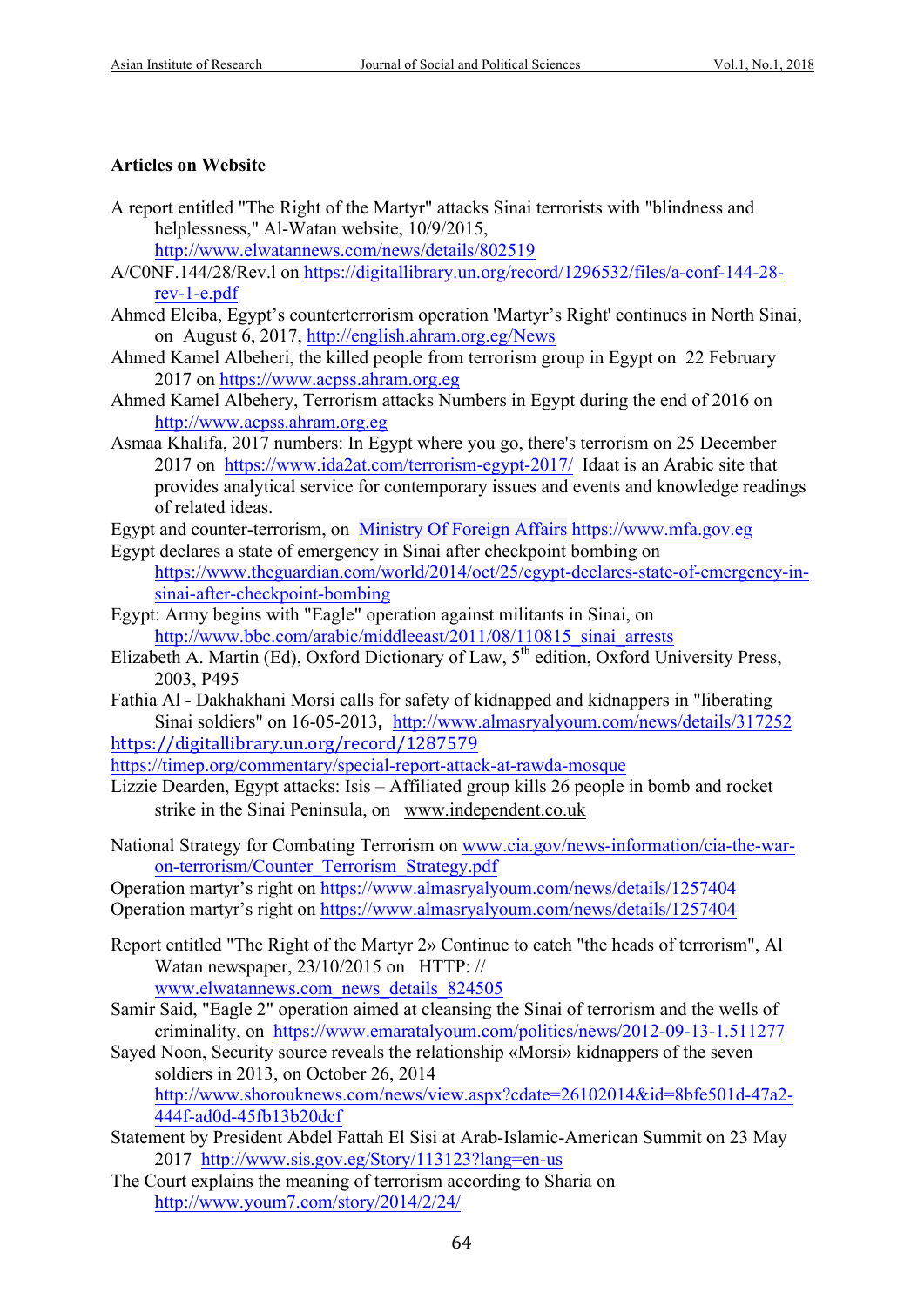**Articles on Website**

A report entitled "The Right of the Martyr" attacks Sinai terrorists with "blindness and helplessness," Al-Watan website, 10/9/2015, http://www.elwatannews.com/news/details/802519

A/C0NF.144/28/Rev.l on https://digitallibrary.un.org/record/1296532/files/a-conf-144-28-rev-1-e.pdf

Ahmed Eleiba, Egypt's counterterrorism operation 'Martyr's Right' continues in North Sinai, on August 6, 2017, http://english.ahram.org.eg/News

Ahmed Kamel Albeheri, the killed people from terrorism group in Egypt on 22 February 2017 on https://www.acpss.ahram.org.eg

Ahmed Kamel Albehery, Terrorism attacks Numbers in Egypt during the end of 2016 on http://www.acpss.ahram.org.eg

Asmaa Khalifa, 2017 numbers: In Egypt where you go, there's terrorism on 25 December 2017 on https://www.ida2at.com/terrorism-egypt-2017/ Idaat is an Arabic site that provides analytical service for contemporary issues and events and knowledge readings of related ideas.

Egypt and counter-terrorism, on Ministry Of Foreign Affairs https://www.mfa.gov.eg

Egypt declares a state of emergency in Sinai after checkpoint bombing on https://www.theguardian.com/world/2014/oct/25/egypt-declares-state-of-emergency-in-sinai-after-checkpoint-bombing

Egypt: Army begins with "Eagle" operation against militants in Sinai, on http://www.bbc.com/arabic/middleeast/2011/08/110815_sinai_arrests

Elizabeth A. Martin (Ed), Oxford Dictionary of Law, 5th edition, Oxford University Press, 2003, P495

Fathia Al - Dakhakhani Morsi calls for safety of kidnapped and kidnappers in "liberating Sinai soldiers" on 16-05-2013, http://www.almasryalyoum.com/news/details/317252

https://digitallibrary.un.org/record/1287579

https://timep.org/commentary/special-report-attack-at-rawda-mosque

Lizzie Dearden, Egypt attacks: Isis – Affiliated group kills 26 people in bomb and rocket strike in the Sinai Peninsula, on www.independent.co.uk

National Strategy for Combating Terrorism on www.cia.gov/news-information/cia-the-war-on-terrorism/Counter_Terrorism_Strategy.pdf

Operation martyr's right on https://www.almasryalyoum.com/news/details/1257404

Operation martyr's right on https://www.almasryalyoum.com/news/details/1257404

Report entitled "The Right of the Martyr 2» Continue to catch "the heads of terrorism", Al Watan newspaper, 23/10/2015 on HTTP: // www.elwatannews.com_news_details_824505

Samir Said, "Eagle 2" operation aimed at cleansing the Sinai of terrorism and the wells of criminality, on https://www.emaratalyoum.com/politics/news/2012-09-13-1.511277

Sayed Noon, Security source reveals the relationship «Morsi» kidnappers of the seven soldiers in 2013, on October 26, 2014 http://www.shorouknews.com/news/view.aspx?cdate=26102014&id=8bfe501d-47a2-444f-ad0d-45fb13b20dcf

Statement by President Abdel Fattah El Sisi at Arab-Islamic-American Summit on 23 May 2017 http://www.sis.gov.eg/Story/113123?lang=en-us

The Court explains the meaning of terrorism according to Sharia on http://www.youm7.com/story/2014/2/24/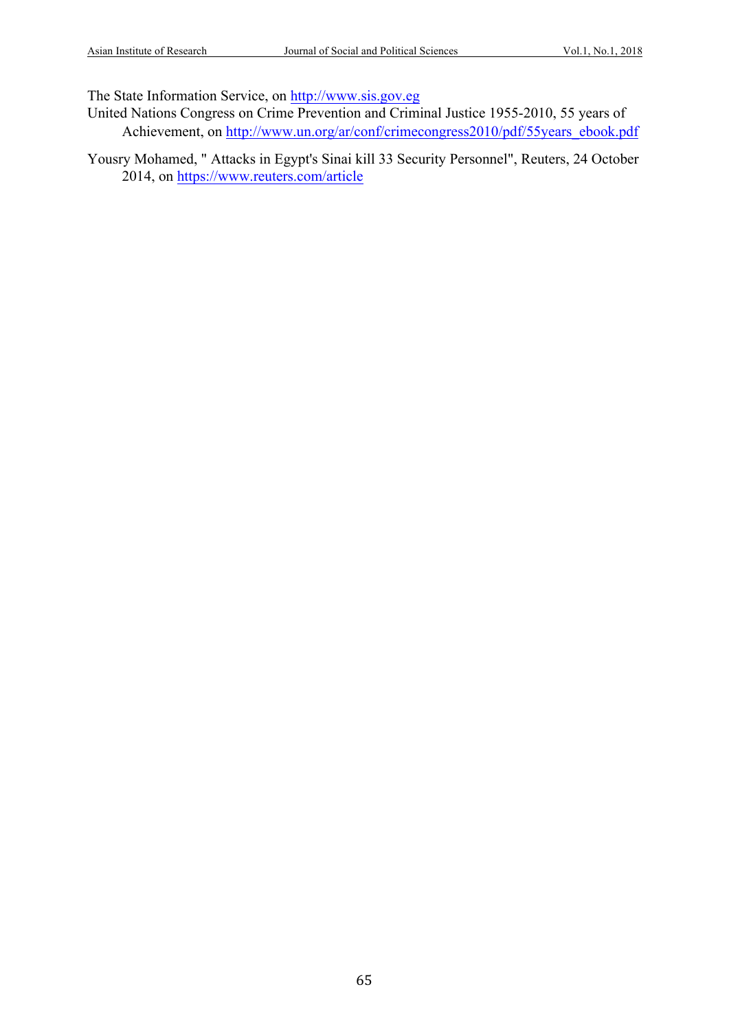The State Information Service, on http://www.sis.gov.eg

United Nations Congress on Crime Prevention and Criminal Justice 1955-2010, 55 years of Achievement, on http://www.un.org/ar/conf/crimecongress2010/pdf/55years_ebook.pdf

Yousry Mohamed, " Attacks in Egypt's Sinai kill 33 Security Personnel", Reuters, 24 October 2014, on https://www.reuters.com/article